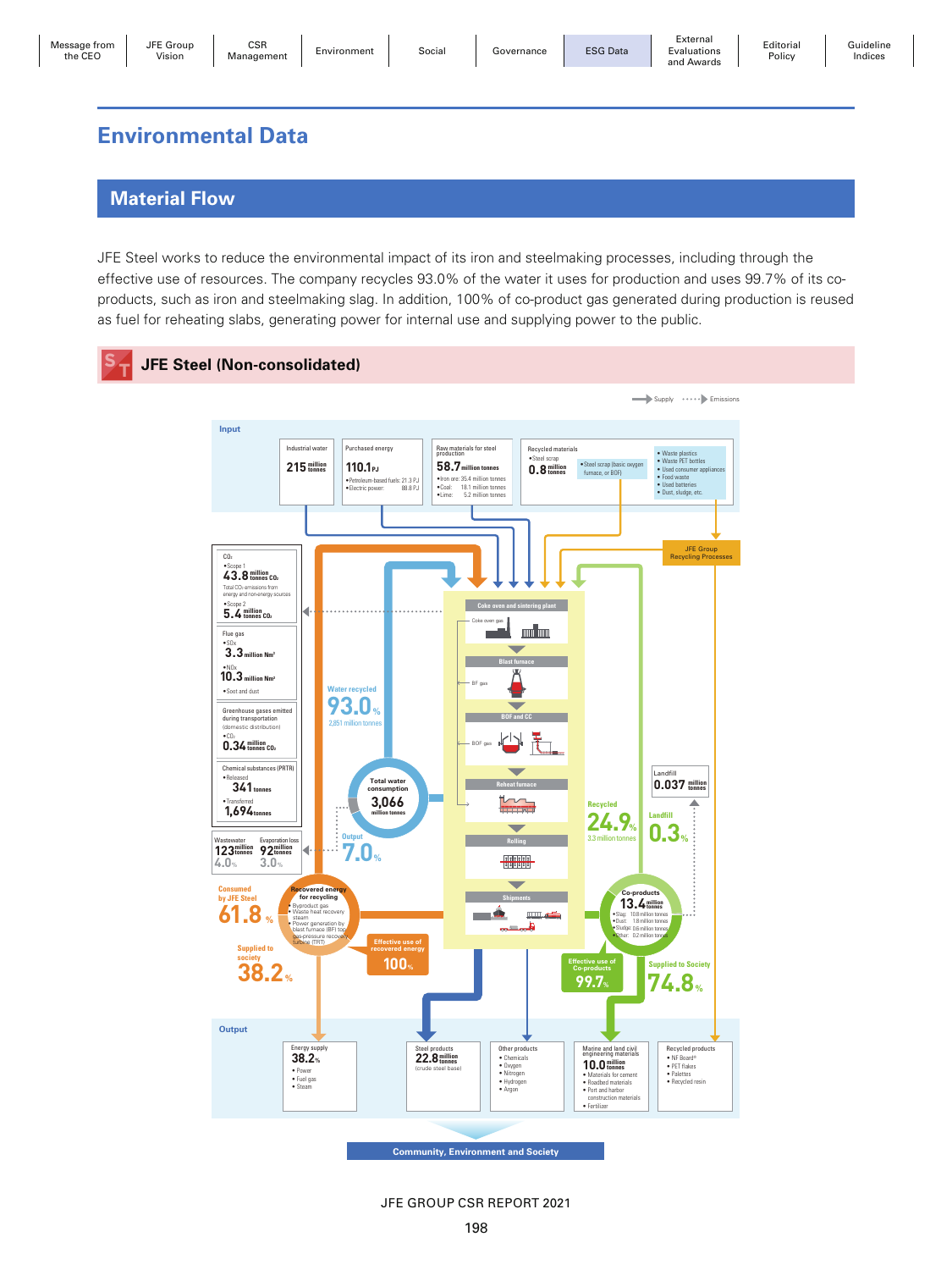# Environmental Data

## Material Flow

JFE Steel works to reduce the environmental impact of its iron and steelmaking processes, including through the effective use of resources. The company recycles 93.0% of the water it uses for production and uses 99.7% of its co-products, such as iron and steelmaking slag. In addition, 100% of co-product gas generated during production is reused as fuel for reheating slabs, generating power for internal use and supplying power to the public.

### JFE Steel (Non-consolidated)

Supply / Emissions

**Input**

- Industrial water: 215 million tonnes
- Purchased energy: 110.1 PJ
  - Petroleum-based fuels: 21.3 PJ
  - Electric power: 88.8 PJ
- Raw materials for steel production: 58.7 million tonnes
  - Iron ore: 35.4 million tonnes
  - Coal: 18.1 million tonnes
  - Lime: 5.2 million tonnes
- Recycled materials
  - Steel scrap: 0.8 million tonnes
  - Steel scrap (basic oxygen furnace, or BOF)
  - Waste plastics
  - Waste PET bottles
  - Used consumer appliances
  - Food waste
  - Used batteries
  - Dust, sludge, etc.

JFE Group Recycling Processes

**Processes:** Coke oven and sintering plant (Coke oven gas) → Blast furnace (BF gas) → BOF and CC (BOF gas) → Reheat furnace → Rolling → Shipments

**Emissions**

- $CO_2$
  - Scope 1: 43.8 million tonnes $CO_2$ (Total $CO_2$ emissions from energy and non-energy sources)
  - Scope 2: 5.4 million tonnes $CO_2$
- Flue gas
  - SOx: 3.3 million Nm³
  - NOx: 10.3 million Nm³
  - Soot and dust
- Greenhouse gases emitted during transportation (domestic distribution)
  - $CO_2$: 0.34 million tonnes $CO_2$
- Chemical substances (PRTR)
  - Released: 341 tonnes
  - Transferred: 1,694 tonnes
- Wastewater: 123 million tonnes (4.0%)
- Evaporation loss: 92 million tonnes (3.0%)

**Water**

- Total water consumption: 3,066 million tonnes
- Water recycled: 93.0% (2,851 million tonnes)
- Output: 7.0%

**Energy**

- Recovered energy for recycling
  - Byproduct gas
  - Waste heat recovery steam
  - Power generation by blast furnace (BF) top gas-pressure recovery turbine (TRT)
- Consumed by JFE Steel: 61.8%
- Supplied to society: 38.2%
- Effective use of recovered energy: 100%

**Co-products**

- Co-products: 13.4 million tonnes
  - Slag: 10.8 million tonnes
  - Dust: 1.8 million tonnes
  - Sludge: 0.6 million tonnes
  - Other: 0.2 million tonnes
- Recycled: 24.9% (3.3 million tonnes)
- Landfill: 0.3% (0.037 million tonnes)
- Effective use of Co-products: 99.7%
- Supplied to Society: 74.8%

**Output**

- Energy supply: 38.2%
  - Power
  - Fuel gas
  - Steam
- Steel products: 22.8 million tonnes (crude steel base)
- Other products
  - Chemicals
  - Oxygen
  - Nitrogen
  - Hydrogen
  - Argon
- Marine and land civil engineering materials: 10.0 million tonnes
  - Materials for cement
  - Roadbed materials
  - Port and harbor construction materials
  - Fertilizer
- Recycled products
  - NF Board®
  - PET flakes
  - Palettes
  - Recycled resin

Community, Environment and Society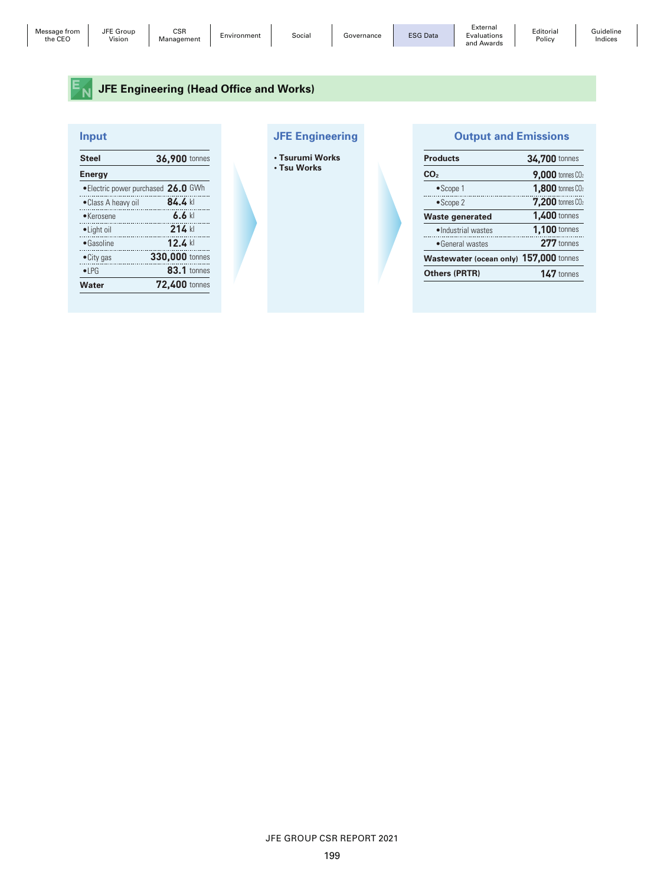## JFE Engineering (Head Office and Works)

### Input

| Item | Amount |
|---|---|
| **Steel** | **36,900** tonnes |
| **Energy** | |
| • Electric power purchased | **26.0** GWh |
| • Class A heavy oil | **84.4** kl |
| • Kerosene | **6.6** kl |
| • Light oil | **214** kl |
| • Gasoline | **12.4** kl |
| • City gas | **330,000** tonnes |
| • LPG | **83.1** tonnes |
| **Water** | **72,400** tonnes |

### JFE Engineering

- **Tsurumi Works**
- **Tsu Works**

### Output and Emissions

| Item | Amount |
|---|---|
| **Products** | **34,700** tonnes |
| **$CO_2$** | **9,000** tonnes $CO_2$ |
| • Scope 1 | **1,800** tonnes $CO_2$ |
| • Scope 2 | **7,200** tonnes $CO_2$ |
| **Waste generated** | **1,400** tonnes |
| • Industrial wastes | **1,100** tonnes |
| • General wastes | **277** tonnes |
| **Wastewater (ocean only)** | **157,000** tonnes |
| **Others (PRTR)** | **147** tonnes |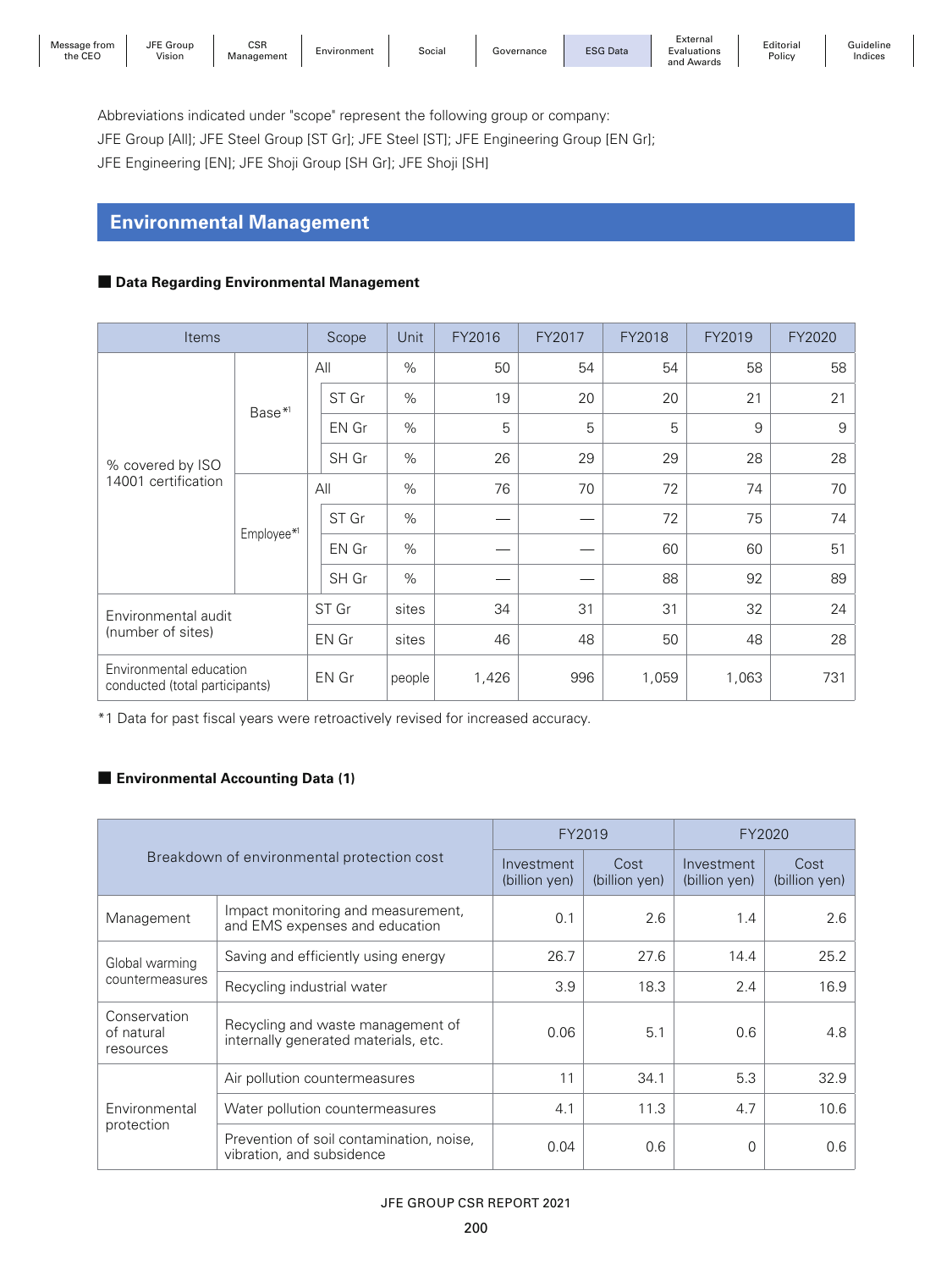Abbreviations indicated under "scope" represent the following group or company:
JFE Group [All]; JFE Steel Group [ST Gr]; JFE Steel [ST]; JFE Engineering Group [EN Gr];
JFE Engineering [EN]; JFE Shoji Group [SH Gr]; JFE Shoji [SH]

## Environmental Management

### ■ Data Regarding Environmental Management

| Items | | Scope | Unit | FY2016 | FY2017 | FY2018 | FY2019 | FY2020 |
|---|---|---|---|---|---|---|---|---|
| % covered by ISO 14001 certification | Base*1 | All | % | 50 | 54 | 54 | 58 | 58 |
| | | ST Gr | % | 19 | 20 | 20 | 21 | 21 |
| | | EN Gr | % | 5 | 5 | 5 | 9 | 9 |
| | | SH Gr | % | 26 | 29 | 29 | 28 | 28 |
| | Employee*1 | All | % | 76 | 70 | 72 | 74 | 70 |
| | | ST Gr | % | — | — | 72 | 75 | 74 |
| | | EN Gr | % | — | — | 60 | 60 | 51 |
| | | SH Gr | % | — | — | 88 | 92 | 89 |
| Environmental audit (number of sites) | | ST Gr | sites | 34 | 31 | 31 | 32 | 24 |
| | | EN Gr | sites | 46 | 48 | 50 | 48 | 28 |
| Environmental education conducted (total participants) | | EN Gr | people | 1,426 | 996 | 1,059 | 1,063 | 731 |

*1 Data for past fiscal years were retroactively revised for increased accuracy.

### ■ Environmental Accounting Data (1)

| Breakdown of environmental protection cost | | FY2019 | | FY2020 | |
|---|---|---|---|---|---|
| | | Investment (billion yen) | Cost (billion yen) | Investment (billion yen) | Cost (billion yen) |
| Management | Impact monitoring and measurement, and EMS expenses and education | 0.1 | 2.6 | 1.4 | 2.6 |
| Global warming countermeasures | Saving and efficiently using energy | 26.7 | 27.6 | 14.4 | 25.2 |
| | Recycling industrial water | 3.9 | 18.3 | 2.4 | 16.9 |
| Conservation of natural resources | Recycling and waste management of internally generated materials, etc. | 0.06 | 5.1 | 0.6 | 4.8 |
| Environmental protection | Air pollution countermeasures | 11 | 34.1 | 5.3 | 32.9 |
| | Water pollution countermeasures | 4.1 | 11.3 | 4.7 | 10.6 |
| | Prevention of soil contamination, noise, vibration, and subsidence | 0.04 | 0.6 | 0 | 0.6 |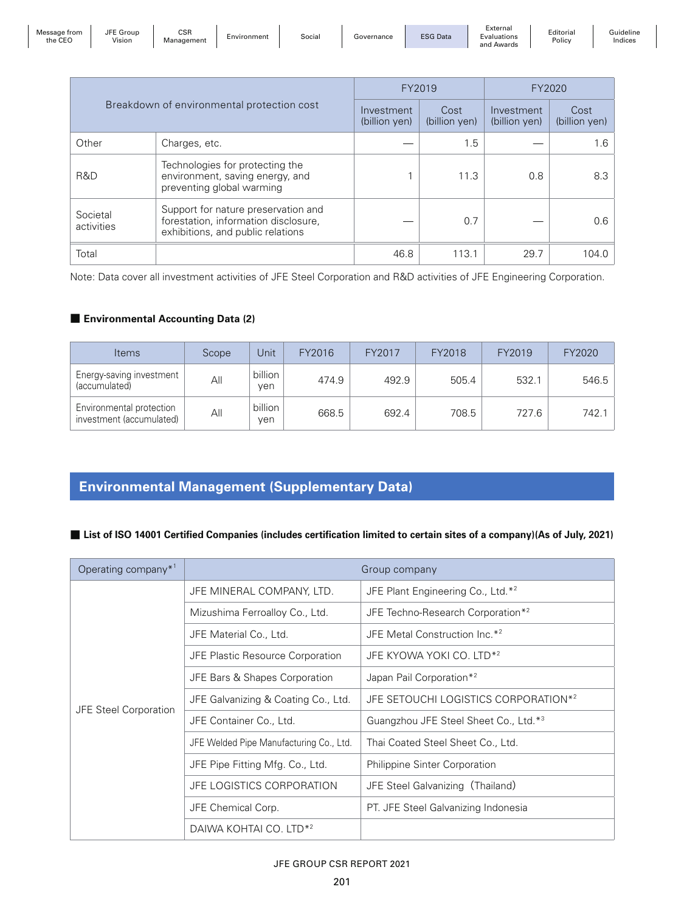| Breakdown of environmental protection cost | | FY2019 | | FY2020 | |
|---|---|---|---|---|---|
| | | Investment (billion yen) | Cost (billion yen) | Investment (billion yen) | Cost (billion yen) |
| Other | Charges, etc. | — | 1.5 | — | 1.6 |
| R&D | Technologies for protecting the environment, saving energy, and preventing global warming | 1 | 11.3 | 0.8 | 8.3 |
| Societal activities | Support for nature preservation and forestation, information disclosure, exhibitions, and public relations | — | 0.7 | — | 0.6 |
| Total | | 46.8 | 113.1 | 29.7 | 104.0 |

Note: Data cover all investment activities of JFE Steel Corporation and R&D activities of JFE Engineering Corporation.

**■ Environmental Accounting Data (2)**

| Items | Scope | Unit | FY2016 | FY2017 | FY2018 | FY2019 | FY2020 |
|---|---|---|---|---|---|---|---|
| Energy-saving investment (accumulated) | All | billion yen | 474.9 | 492.9 | 505.4 | 532.1 | 546.5 |
| Environmental protection investment (accumulated) | All | billion yen | 668.5 | 692.4 | 708.5 | 727.6 | 742.1 |

## Environmental Management (Supplementary Data)

**■ List of ISO 14001 Certified Companies (includes certification limited to certain sites of a company)(As of July, 2021)**

| Operating company*[1] | Group company | |
|---|---|---|
| JFE Steel Corporation | JFE MINERAL COMPANY, LTD. | JFE Plant Engineering Co., Ltd.*[2] |
| | Mizushima Ferroalloy Co., Ltd. | JFE Techno-Research Corporation*[2] |
| | JFE Material Co., Ltd. | JFE Metal Construction Inc.*[2] |
| | JFE Plastic Resource Corporation | JFE KYOWA YOKI CO. LTD*[2] |
| | JFE Bars & Shapes Corporation | Japan Pail Corporation*[2] |
| | JFE Galvanizing & Coating Co., Ltd. | JFE SETOUCHI LOGISTICS CORPORATION*[2] |
| | JFE Container Co., Ltd. | Guangzhou JFE Steel Sheet Co., Ltd.*[3] |
| | JFE Welded Pipe Manufacturing Co., Ltd. | Thai Coated Steel Sheet Co., Ltd. |
| | JFE Pipe Fitting Mfg. Co., Ltd. | Philippine Sinter Corporation |
| | JFE LOGISTICS CORPORATION | JFE Steel Galvanizing (Thailand) |
| | JFE Chemical Corp. | PT. JFE Steel Galvanizing Indonesia |
| | DAIWA KOHTAI CO. LTD*[2] | |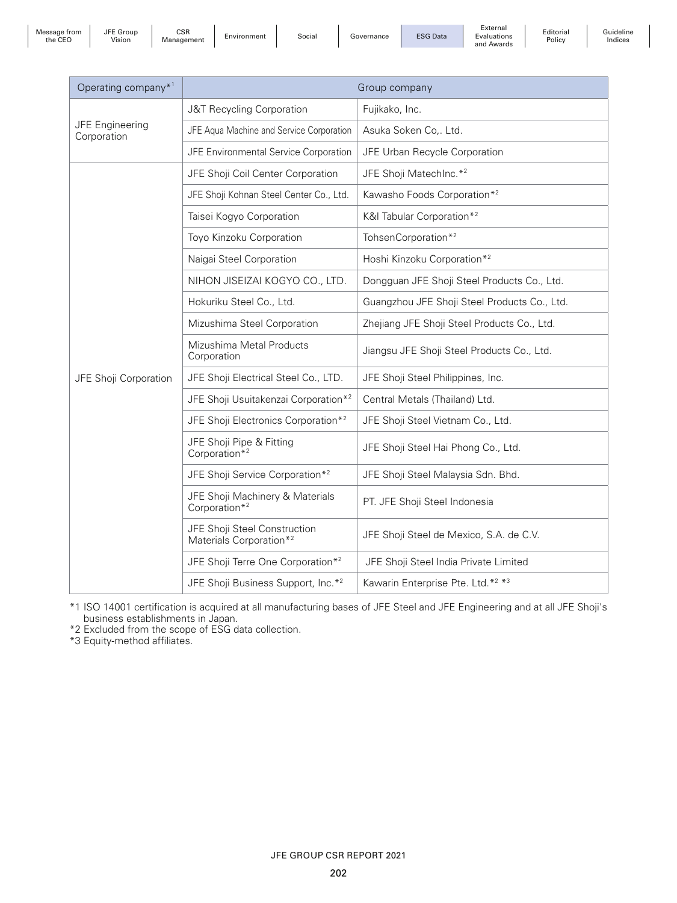| Operating company*[1] | Group company | |
|---|---|---|
| JFE Engineering Corporation | J&T Recycling Corporation | Fujikako, Inc. |
| | JFE Aqua Machine and Service Corporation | Asuka Soken Co,. Ltd. |
| | JFE Environmental Service Corporation | JFE Urban Recycle Corporation |
| JFE Shoji Corporation | JFE Shoji Coil Center Corporation | JFE Shoji MatechInc.*[2] |
| | JFE Shoji Kohnan Steel Center Co., Ltd. | Kawasho Foods Corporation*[2] |
| | Taisei Kogyo Corporation | K&I Tabular Corporation*[2] |
| | Toyo Kinzoku Corporation | TohsenCorporation*[2] |
| | Naigai Steel Corporation | Hoshi Kinzoku Corporation*[2] |
| | NIHON JISEIZAI KOGYO CO., LTD. | Dongguan JFE Shoji Steel Products Co., Ltd. |
| | Hokuriku Steel Co., Ltd. | Guangzhou JFE Shoji Steel Products Co., Ltd. |
| | Mizushima Steel Corporation | Zhejiang JFE Shoji Steel Products Co., Ltd. |
| | Mizushima Metal Products Corporation | Jiangsu JFE Shoji Steel Products Co., Ltd. |
| | JFE Shoji Electrical Steel Co., LTD. | JFE Shoji Steel Philippines, Inc. |
| | JFE Shoji Usuitakenzai Corporation*[2] | Central Metals (Thailand) Ltd. |
| | JFE Shoji Electronics Corporation*[2] | JFE Shoji Steel Vietnam Co., Ltd. |
| | JFE Shoji Pipe & Fitting Corporation*[2] | JFE Shoji Steel Hai Phong Co., Ltd. |
| | JFE Shoji Service Corporation*[2] | JFE Shoji Steel Malaysia Sdn. Bhd. |
| | JFE Shoji Machinery & Materials Corporation*[2] | PT. JFE Shoji Steel Indonesia |
| | JFE Shoji Steel Construction Materials Corporation*[2] | JFE Shoji Steel de Mexico, S.A. de C.V. |
| | JFE Shoji Terre One Corporation*[2] | JFE Shoji Steel India Private Limited |
| | JFE Shoji Business Support, Inc.*[2] | Kawarin Enterprise Pte. Ltd.*[2] *[3] |

*1 ISO 14001 certification is acquired at all manufacturing bases of JFE Steel and JFE Engineering and at all JFE Shoji's business establishments in Japan.
*2 Excluded from the scope of ESG data collection.
*3 Equity-method affiliates.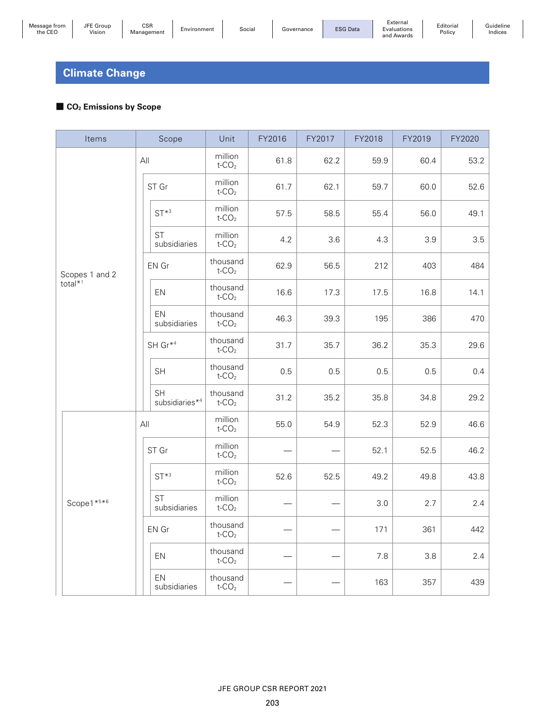## Climate Change

### ■ $CO_2$ Emissions by Scope

| Items | Scope | Unit | FY2016 | FY2017 | FY2018 | FY2019 | FY2020 |
|---|---|---|---|---|---|---|---|
| Scopes 1 and 2 total*1 | All | million t-$CO_2$ | 61.8 | 62.2 | 59.9 | 60.4 | 53.2 |
| | ST Gr | million t-$CO_2$ | 61.7 | 62.1 | 59.7 | 60.0 | 52.6 |
| | ST*3 | million t-$CO_2$ | 57.5 | 58.5 | 55.4 | 56.0 | 49.1 |
| | ST subsidiaries | million t-$CO_2$ | 4.2 | 3.6 | 4.3 | 3.9 | 3.5 |
| | EN Gr | thousand t-$CO_2$ | 62.9 | 56.5 | 212 | 403 | 484 |
| | EN | thousand t-$CO_2$ | 16.6 | 17.3 | 17.5 | 16.8 | 14.1 |
| | EN subsidiaries | thousand t-$CO_2$ | 46.3 | 39.3 | 195 | 386 | 470 |
| | SH Gr*4 | thousand t-$CO_2$ | 31.7 | 35.7 | 36.2 | 35.3 | 29.6 |
| | SH | thousand t-$CO_2$ | 0.5 | 0.5 | 0.5 | 0.5 | 0.4 |
| | SH subsidiaries*4 | thousand t-$CO_2$ | 31.2 | 35.2 | 35.8 | 34.8 | 29.2 |
| Scope1*5*6 | All | million t-$CO_2$ | 55.0 | 54.9 | 52.3 | 52.9 | 46.6 |
| | ST Gr | million t-$CO_2$ | — | — | 52.1 | 52.5 | 46.2 |
| | ST*3 | million t-$CO_2$ | 52.6 | 52.5 | 49.2 | 49.8 | 43.8 |
| | ST subsidiaries | million t-$CO_2$ | — | — | 3.0 | 2.7 | 2.4 |
| | EN Gr | thousand t-$CO_2$ | — | — | 171 | 361 | 442 |
| | EN | thousand t-$CO_2$ | — | — | 7.8 | 3.8 | 2.4 |
| | EN subsidiaries | thousand t-$CO_2$ | — | — | 163 | 357 | 439 |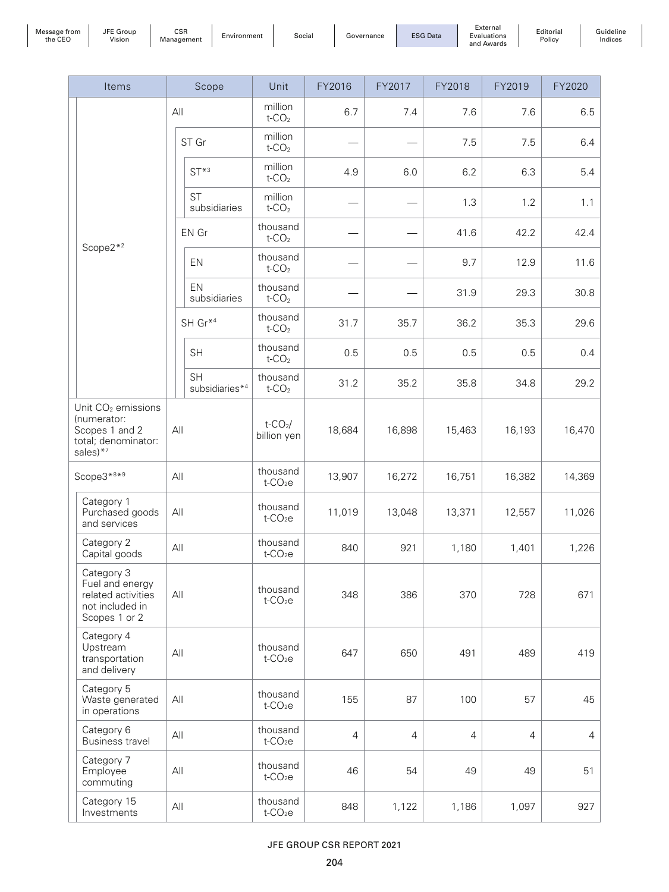| Items | Scope | Unit | FY2016 | FY2017 | FY2018 | FY2019 | FY2020 |
|---|---|---|---|---|---|---|---|
| Scope2*2 | All | million $t\text{-}CO_2$ | 6.7 | 7.4 | 7.6 | 7.6 | 6.5 |
| | ST Gr | million $t\text{-}CO_2$ | — | — | 7.5 | 7.5 | 6.4 |
| | ST*3 | million $t\text{-}CO_2$ | 4.9 | 6.0 | 6.2 | 6.3 | 5.4 |
| | ST subsidiaries | million $t\text{-}CO_2$ | — | — | 1.3 | 1.2 | 1.1 |
| | EN Gr | thousand $t\text{-}CO_2$ | — | — | 41.6 | 42.2 | 42.4 |
| | EN | thousand $t\text{-}CO_2$ | — | — | 9.7 | 12.9 | 11.6 |
| | EN subsidiaries | thousand $t\text{-}CO_2$ | — | — | 31.9 | 29.3 | 30.8 |
| | SH Gr*4 | thousand $t\text{-}CO_2$ | 31.7 | 35.7 | 36.2 | 35.3 | 29.6 |
| | SH | thousand $t\text{-}CO_2$ | 0.5 | 0.5 | 0.5 | 0.5 | 0.4 |
| | SH subsidiaries*4 | thousand $t\text{-}CO_2$ | 31.2 | 35.2 | 35.8 | 34.8 | 29.2 |
| Unit $CO_2$ emissions (numerator: Scopes 1 and 2 total; denominator: sales)*7 | All | $t\text{-}CO_2$/ billion yen | 18,684 | 16,898 | 15,463 | 16,193 | 16,470 |
| Scope3*8*9 | All | thousand $t\text{-}CO_2e$ | 13,907 | 16,272 | 16,751 | 16,382 | 14,369 |
| Category 1 Purchased goods and services | All | thousand $t\text{-}CO_2e$ | 11,019 | 13,048 | 13,371 | 12,557 | 11,026 |
| Category 2 Capital goods | All | thousand $t\text{-}CO_2e$ | 840 | 921 | 1,180 | 1,401 | 1,226 |
| Category 3 Fuel and energy related activities not included in Scopes 1 or 2 | All | thousand $t\text{-}CO_2e$ | 348 | 386 | 370 | 728 | 671 |
| Category 4 Upstream transportation and delivery | All | thousand $t\text{-}CO_2e$ | 647 | 650 | 491 | 489 | 419 |
| Category 5 Waste generated in operations | All | thousand $t\text{-}CO_2e$ | 155 | 87 | 100 | 57 | 45 |
| Category 6 Business travel | All | thousand $t\text{-}CO_2e$ | 4 | 4 | 4 | 4 | 4 |
| Category 7 Employee commuting | All | thousand $t\text{-}CO_2e$ | 46 | 54 | 49 | 49 | 51 |
| Category 15 Investments | All | thousand $t\text{-}CO_2e$ | 848 | 1,122 | 1,186 | 1,097 | 927 |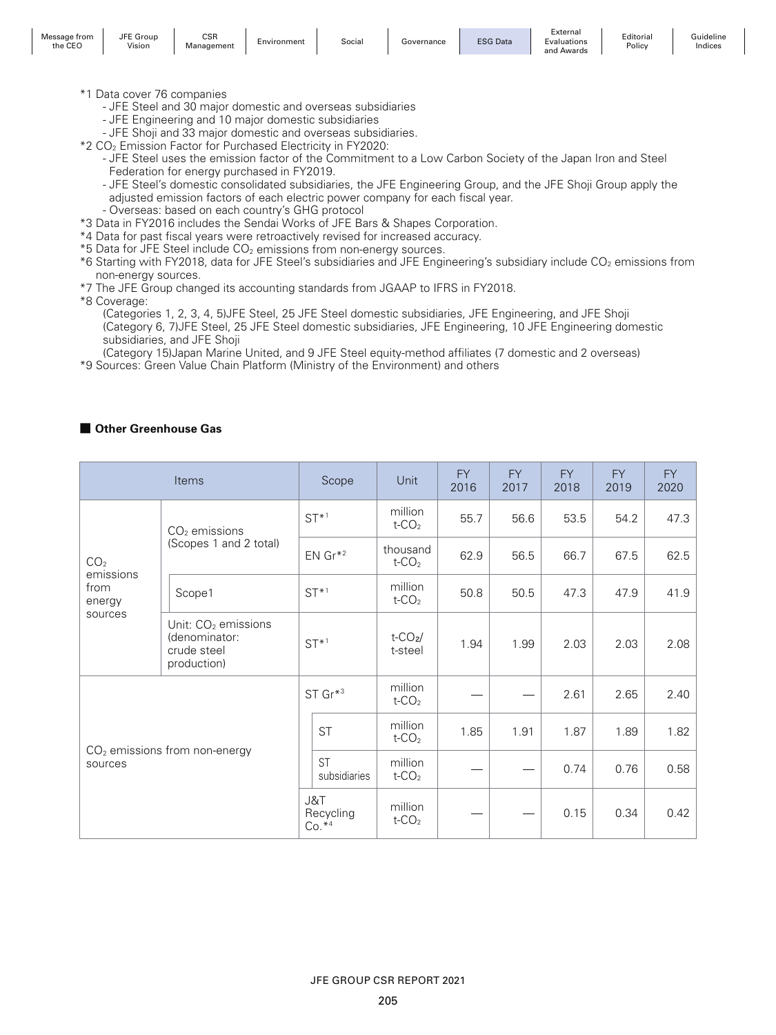*1 Data cover 76 companies
- JFE Steel and 30 major domestic and overseas subsidiaries
- JFE Engineering and 10 major domestic subsidiaries
- JFE Shoji and 33 major domestic and overseas subsidiaries.

*2 $CO_2$ Emission Factor for Purchased Electricity in FY2020:
- JFE Steel uses the emission factor of the Commitment to a Low Carbon Society of the Japan Iron and Steel Federation for energy purchased in FY2019.
- JFE Steel's domestic consolidated subsidiaries, the JFE Engineering Group, and the JFE Shoji Group apply the adjusted emission factors of each electric power company for each fiscal year.
- Overseas: based on each country's GHG protocol

*3 Data in FY2016 includes the Sendai Works of JFE Bars & Shapes Corporation.
*4 Data for past fiscal years were retroactively revised for increased accuracy.
*5 Data for JFE Steel include $CO_2$ emissions from non-energy sources.
*6 Starting with FY2018, data for JFE Steel's subsidiaries and JFE Engineering's subsidiary include $CO_2$ emissions from non-energy sources.
*7 The JFE Group changed its accounting standards from JGAAP to IFRS in FY2018.
*8 Coverage:
(Categories 1, 2, 3, 4, 5)JFE Steel, 25 JFE Steel domestic subsidiaries, JFE Engineering, and JFE Shoji
(Category 6, 7)JFE Steel, 25 JFE Steel domestic subsidiaries, JFE Engineering, 10 JFE Engineering domestic subsidiaries, and JFE Shoji
(Category 15)Japan Marine United, and 9 JFE Steel equity-method affiliates (7 domestic and 2 overseas)
*9 Sources: Green Value Chain Platform (Ministry of the Environment) and others

## Other Greenhouse Gas

| Items | | Scope | | Unit | FY 2016 | FY 2017 | FY 2018 | FY 2019 | FY 2020 |
|---|---|---|---|---|---|---|---|---|---|
| $CO_2$ emissions from energy sources | $CO_2$ emissions (Scopes 1 and 2 total) | ST*1 | | million t-$CO_2$ | 55.7 | 56.6 | 53.5 | 54.2 | 47.3 |
| | | EN Gr*2 | | thousand t-$CO_2$ | 62.9 | 56.5 | 66.7 | 67.5 | 62.5 |
| | Scope1 | ST*1 | | million t-$CO_2$ | 50.8 | 50.5 | 47.3 | 47.9 | 41.9 |
| | Unit: $CO_2$ emissions (denominator: crude steel production) | ST*1 | | t-$CO_2$/ t-steel | 1.94 | 1.99 | 2.03 | 2.03 | 2.08 |
| $CO_2$ emissions from non-energy sources | | ST Gr*3 | | million t-$CO_2$ | — | — | 2.61 | 2.65 | 2.40 |
| | | | ST | million t-$CO_2$ | 1.85 | 1.91 | 1.87 | 1.89 | 1.82 |
| | | | ST subsidiaries | million t-$CO_2$ | — | — | 0.74 | 0.76 | 0.58 |
| | | J&T Recycling Co.*4 | | million t-$CO_2$ | — | — | 0.15 | 0.34 | 0.42 |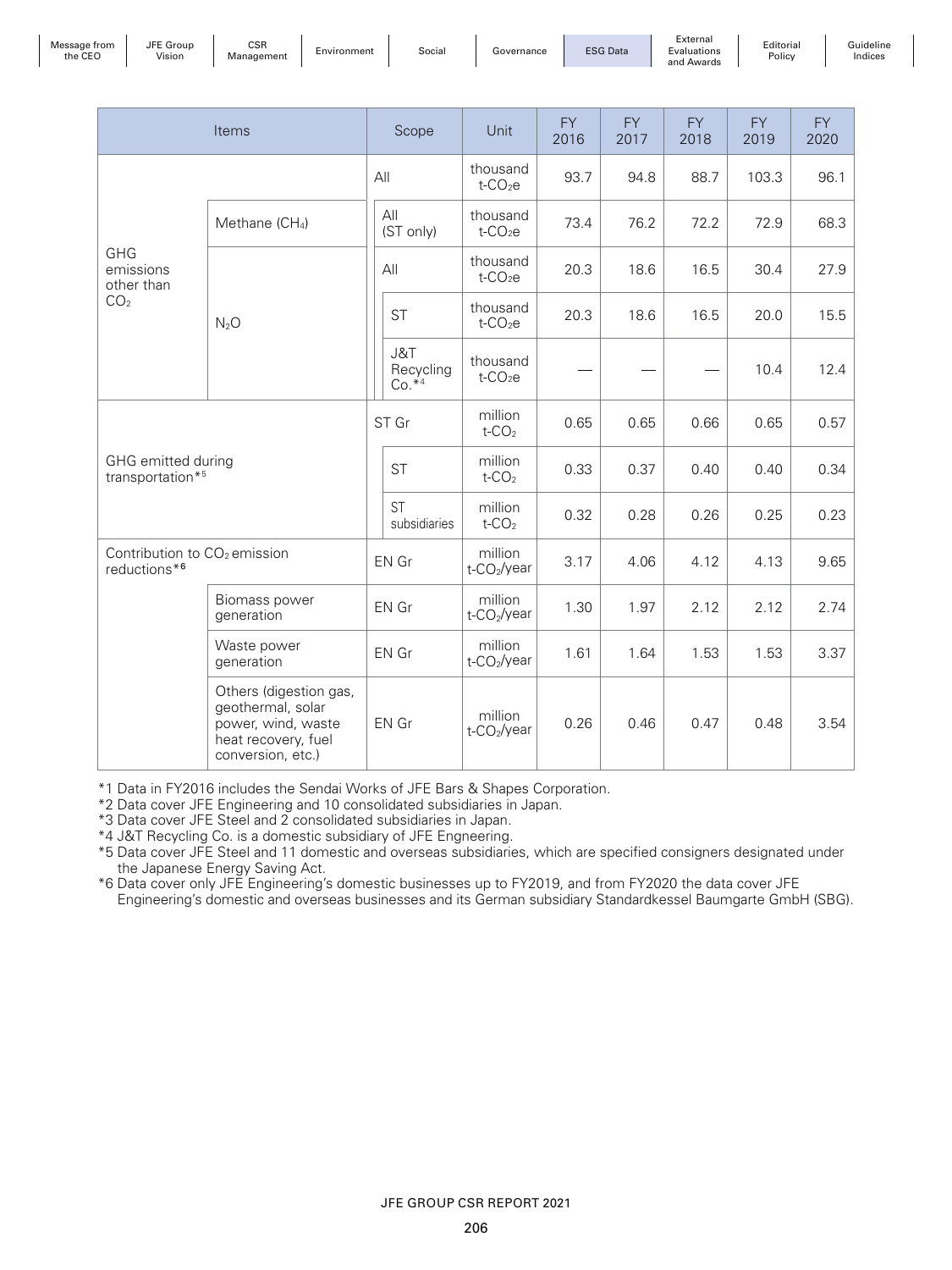| Items | | Scope | | Unit | FY 2016 | FY 2017 | FY 2018 | FY 2019 | FY 2020 |
|---|---|---|---|---|---|---|---|---|---|
| GHG emissions other than $CO_2$ | | All | | thousand $t\text{-}CO_2e$ | 93.7 | 94.8 | 88.7 | 103.3 | 96.1 |
| | Methane ($CH_4$) | All (ST only) | | thousand $t\text{-}CO_2e$ | 73.4 | 76.2 | 72.2 | 72.9 | 68.3 |
| | $N_2O$ | All | | thousand $t\text{-}CO_2e$ | 20.3 | 18.6 | 16.5 | 30.4 | 27.9 |
| | | | ST | thousand $t\text{-}CO_2e$ | 20.3 | 18.6 | 16.5 | 20.0 | 15.5 |
| | | | J&T Recycling Co.*4 | thousand $t\text{-}CO_2e$ | — | — | — | 10.4 | 12.4 |
| GHG emitted during transportation*5 | | ST Gr | | million $t\text{-}CO_2$ | 0.65 | 0.65 | 0.66 | 0.65 | 0.57 |
| | | | ST | million $t\text{-}CO_2$ | 0.33 | 0.37 | 0.40 | 0.40 | 0.34 |
| | | | ST subsidiaries | million $t\text{-}CO_2$ | 0.32 | 0.28 | 0.26 | 0.25 | 0.23 |
| Contribution to $CO_2$ emission reductions*6 | | EN Gr | | million $t\text{-}CO_2$/year | 3.17 | 4.06 | 4.12 | 4.13 | 9.65 |
| | Biomass power generation | EN Gr | | million $t\text{-}CO_2$/year | 1.30 | 1.97 | 2.12 | 2.12 | 2.74 |
| | Waste power generation | EN Gr | | million $t\text{-}CO_2$/year | 1.61 | 1.64 | 1.53 | 1.53 | 3.37 |
| | Others (digestion gas, geothermal, solar power, wind, waste heat recovery, fuel conversion, etc.) | EN Gr | | million $t\text{-}CO_2$/year | 0.26 | 0.46 | 0.47 | 0.48 | 3.54 |

*1 Data in FY2016 includes the Sendai Works of JFE Bars & Shapes Corporation.
*2 Data cover JFE Engineering and 10 consolidated subsidiaries in Japan.
*3 Data cover JFE Steel and 2 consolidated subsidiaries in Japan.
*4 J&T Recycling Co. is a domestic subsidiary of JFE Engneering.
*5 Data cover JFE Steel and 11 domestic and overseas subsidiaries, which are specified consigners designated under the Japanese Energy Saving Act.
*6 Data cover only JFE Engineering's domestic businesses up to FY2019, and from FY2020 the data cover JFE Engineering's domestic and overseas businesses and its German subsidiary Standardkessel Baumgarte GmbH (SBG).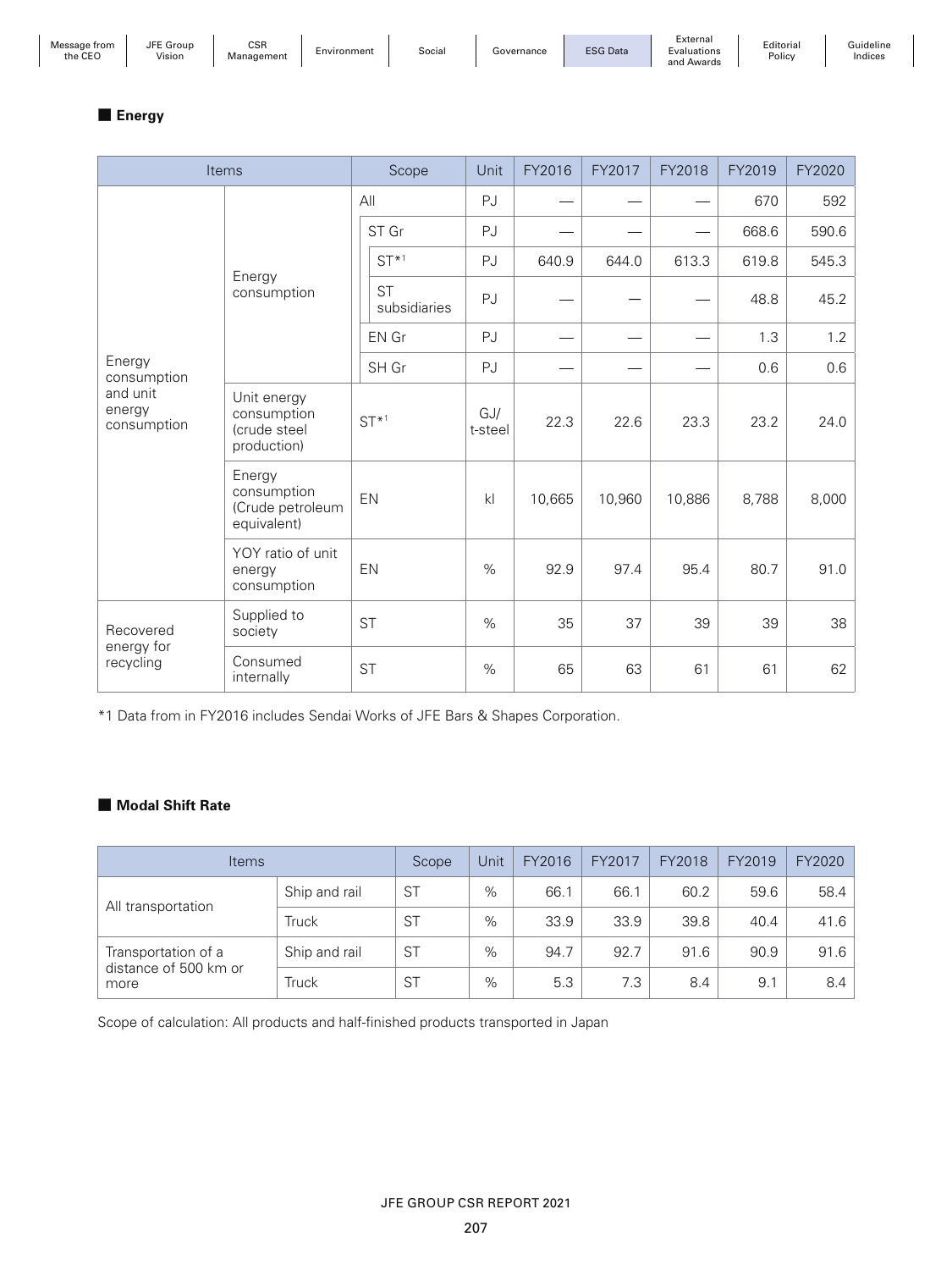## Energy

| Items | | Scope | Unit | FY2016 | FY2017 | FY2018 | FY2019 | FY2020 |
|---|---|---|---|---|---|---|---|---|
| Energy consumption and unit energy consumption | Energy consumption | All | PJ | — | — | — | 670 | 592 |
| | | ST Gr | PJ | — | — | — | 668.6 | 590.6 |
| | | ST*1 | PJ | 640.9 | 644.0 | 613.3 | 619.8 | 545.3 |
| | | ST subsidiaries | PJ | — | — | — | 48.8 | 45.2 |
| | | EN Gr | PJ | — | — | — | 1.3 | 1.2 |
| | | SH Gr | PJ | — | — | — | 0.6 | 0.6 |
| | Unit energy consumption (crude steel production) | ST*1 | GJ/ t-steel | 22.3 | 22.6 | 23.3 | 23.2 | 24.0 |
| | Energy consumption (Crude petroleum equivalent) | EN | kl | 10,665 | 10,960 | 10,886 | 8,788 | 8,000 |
| | YOY ratio of unit energy consumption | EN | % | 92.9 | 97.4 | 95.4 | 80.7 | 91.0 |
| Recovered energy for recycling | Supplied to society | ST | % | 35 | 37 | 39 | 39 | 38 |
| | Consumed internally | ST | % | 65 | 63 | 61 | 61 | 62 |

*1 Data from in FY2016 includes Sendai Works of JFE Bars & Shapes Corporation.

## Modal Shift Rate

| Items | | Scope | Unit | FY2016 | FY2017 | FY2018 | FY2019 | FY2020 |
|---|---|---|---|---|---|---|---|---|
| All transportation | Ship and rail | ST | % | 66.1 | 66.1 | 60.2 | 59.6 | 58.4 |
| | Truck | ST | % | 33.9 | 33.9 | 39.8 | 40.4 | 41.6 |
| Transportation of a distance of 500 km or more | Ship and rail | ST | % | 94.7 | 92.7 | 91.6 | 90.9 | 91.6 |
| | Truck | ST | % | 5.3 | 7.3 | 8.4 | 9.1 | 8.4 |

Scope of calculation: All products and half-finished products transported in Japan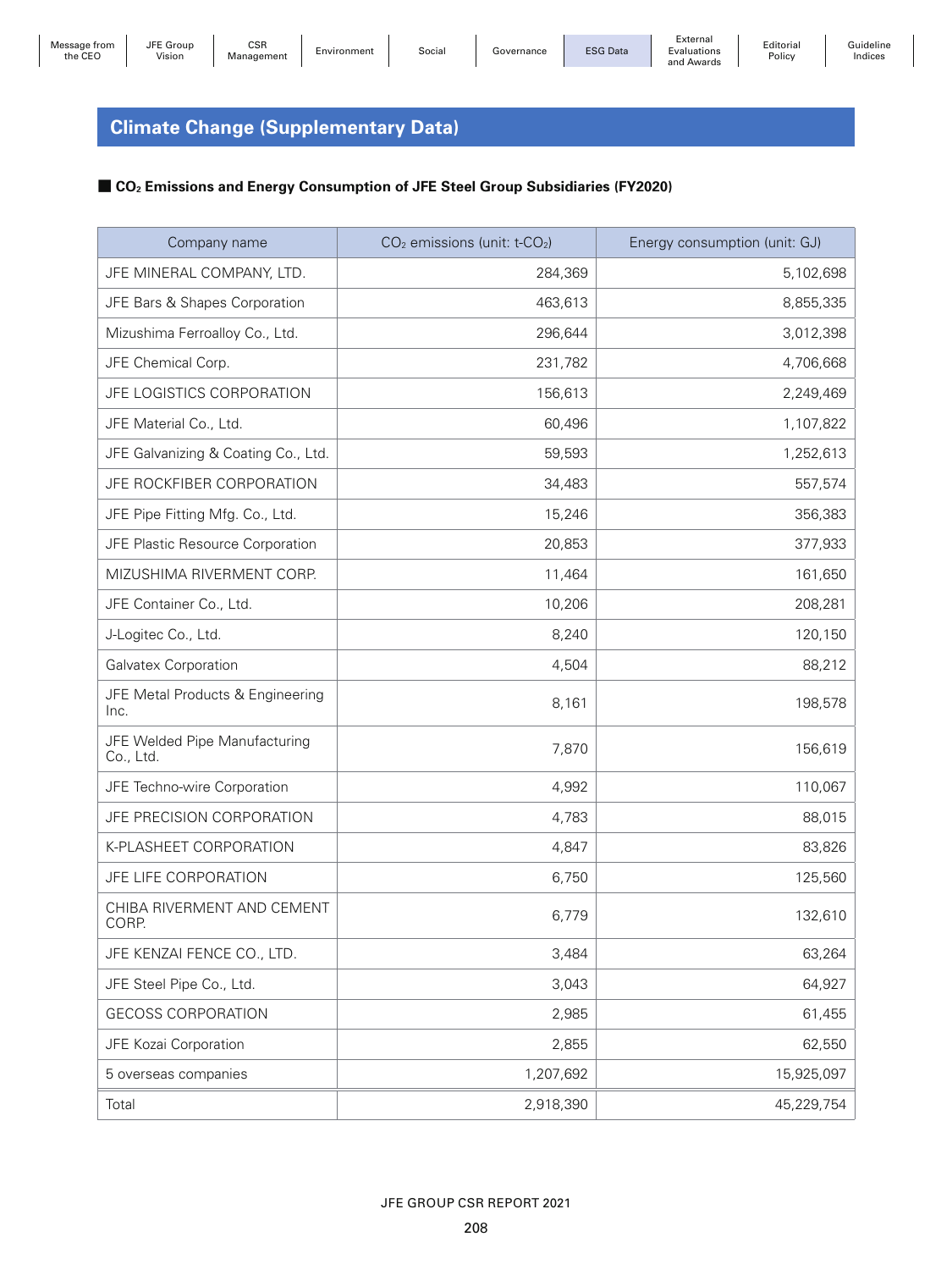## Climate Change (Supplementary Data)

### ■ $CO_2$ Emissions and Energy Consumption of JFE Steel Group Subsidiaries (FY2020)

| Company name | $CO_2$ emissions (unit: t-$CO_2$) | Energy consumption (unit: GJ) |
|---|---:|---:|
| JFE MINERAL COMPANY, LTD. | 284,369 | 5,102,698 |
| JFE Bars & Shapes Corporation | 463,613 | 8,855,335 |
| Mizushima Ferroalloy Co., Ltd. | 296,644 | 3,012,398 |
| JFE Chemical Corp. | 231,782 | 4,706,668 |
| JFE LOGISTICS CORPORATION | 156,613 | 2,249,469 |
| JFE Material Co., Ltd. | 60,496 | 1,107,822 |
| JFE Galvanizing & Coating Co., Ltd. | 59,593 | 1,252,613 |
| JFE ROCKFIBER CORPORATION | 34,483 | 557,574 |
| JFE Pipe Fitting Mfg. Co., Ltd. | 15,246 | 356,383 |
| JFE Plastic Resource Corporation | 20,853 | 377,933 |
| MIZUSHIMA RIVERMENT CORP. | 11,464 | 161,650 |
| JFE Container Co., Ltd. | 10,206 | 208,281 |
| J-Logitec Co., Ltd. | 8,240 | 120,150 |
| Galvatex Corporation | 4,504 | 88,212 |
| JFE Metal Products & Engineering Inc. | 8,161 | 198,578 |
| JFE Welded Pipe Manufacturing Co., Ltd. | 7,870 | 156,619 |
| JFE Techno-wire Corporation | 4,992 | 110,067 |
| JFE PRECISION CORPORATION | 4,783 | 88,015 |
| K-PLASHEET CORPORATION | 4,847 | 83,826 |
| JFE LIFE CORPORATION | 6,750 | 125,560 |
| CHIBA RIVERMENT AND CEMENT CORP. | 6,779 | 132,610 |
| JFE KENZAI FENCE CO., LTD. | 3,484 | 63,264 |
| JFE Steel Pipe Co., Ltd. | 3,043 | 64,927 |
| GECOSS CORPORATION | 2,985 | 61,455 |
| JFE Kozai Corporation | 2,855 | 62,550 |
| 5 overseas companies | 1,207,692 | 15,925,097 |
| Total | 2,918,390 | 45,229,754 |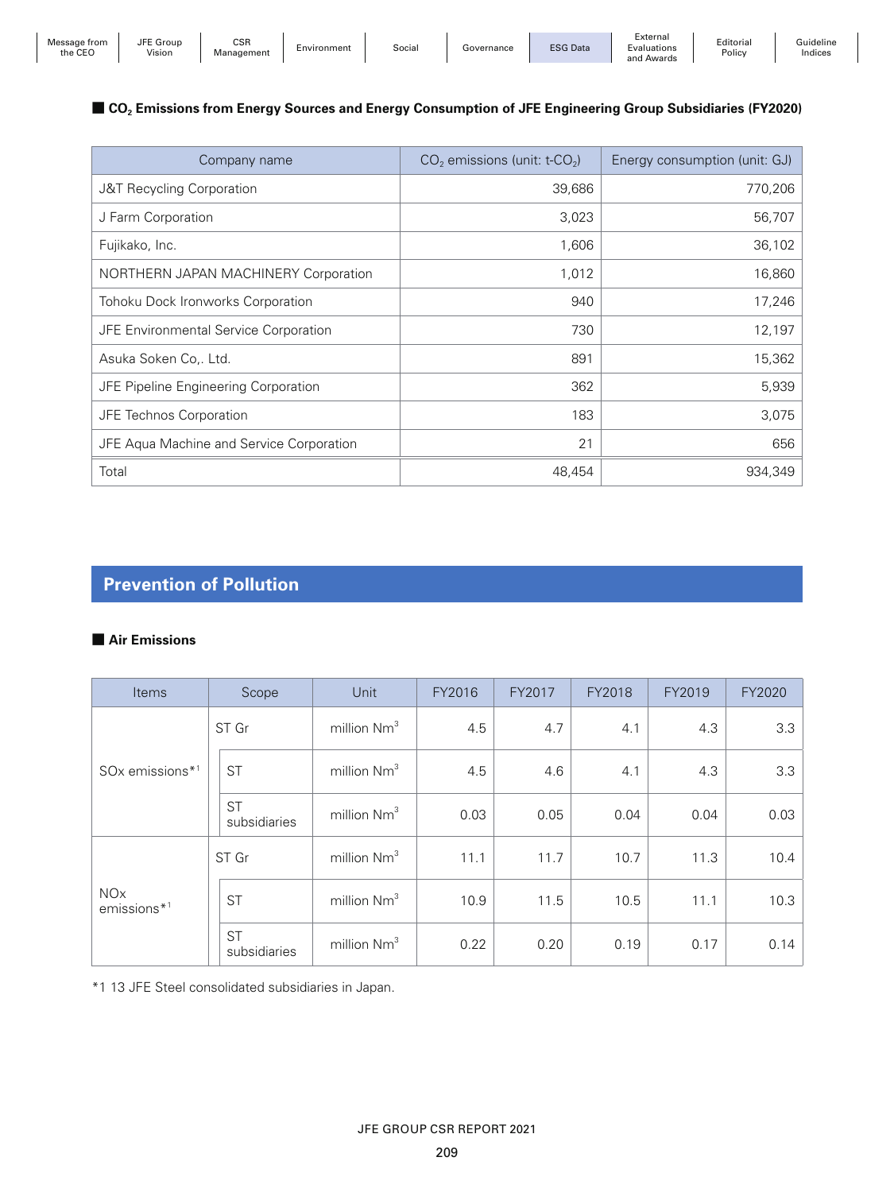## CO$_2$ Emissions from Energy Sources and Energy Consumption of JFE Engineering Group Subsidiaries (FY2020)

| Company name | CO$_2$ emissions (unit: t-CO$_2$) | Energy consumption (unit: GJ) |
|---|---|---|
| J&T Recycling Corporation | 39,686 | 770,206 |
| J Farm Corporation | 3,023 | 56,707 |
| Fujikako, Inc. | 1,606 | 36,102 |
| NORTHERN JAPAN MACHINERY Corporation | 1,012 | 16,860 |
| Tohoku Dock Ironworks Corporation | 940 | 17,246 |
| JFE Environmental Service Corporation | 730 | 12,197 |
| Asuka Soken Co,. Ltd. | 891 | 15,362 |
| JFE Pipeline Engineering Corporation | 362 | 5,939 |
| JFE Technos Corporation | 183 | 3,075 |
| JFE Aqua Machine and Service Corporation | 21 | 656 |
| Total | 48,454 | 934,349 |

# Prevention of Pollution

## Air Emissions

| Items | Scope | Unit | FY2016 | FY2017 | FY2018 | FY2019 | FY2020 |
|---|---|---|---|---|---|---|---|
| SOx emissions*1 | ST Gr | million Nm$^3$ | 4.5 | 4.7 | 4.1 | 4.3 | 3.3 |
| | ST | million Nm$^3$ | 4.5 | 4.6 | 4.1 | 4.3 | 3.3 |
| | ST subsidiaries | million Nm$^3$ | 0.03 | 0.05 | 0.04 | 0.04 | 0.03 |
| NOx emissions*1 | ST Gr | million Nm$^3$ | 11.1 | 11.7 | 10.7 | 11.3 | 10.4 |
| | ST | million Nm$^3$ | 10.9 | 11.5 | 10.5 | 11.1 | 10.3 |
| | ST subsidiaries | million Nm$^3$ | 0.22 | 0.20 | 0.19 | 0.17 | 0.14 |

*1 13 JFE Steel consolidated subsidiaries in Japan.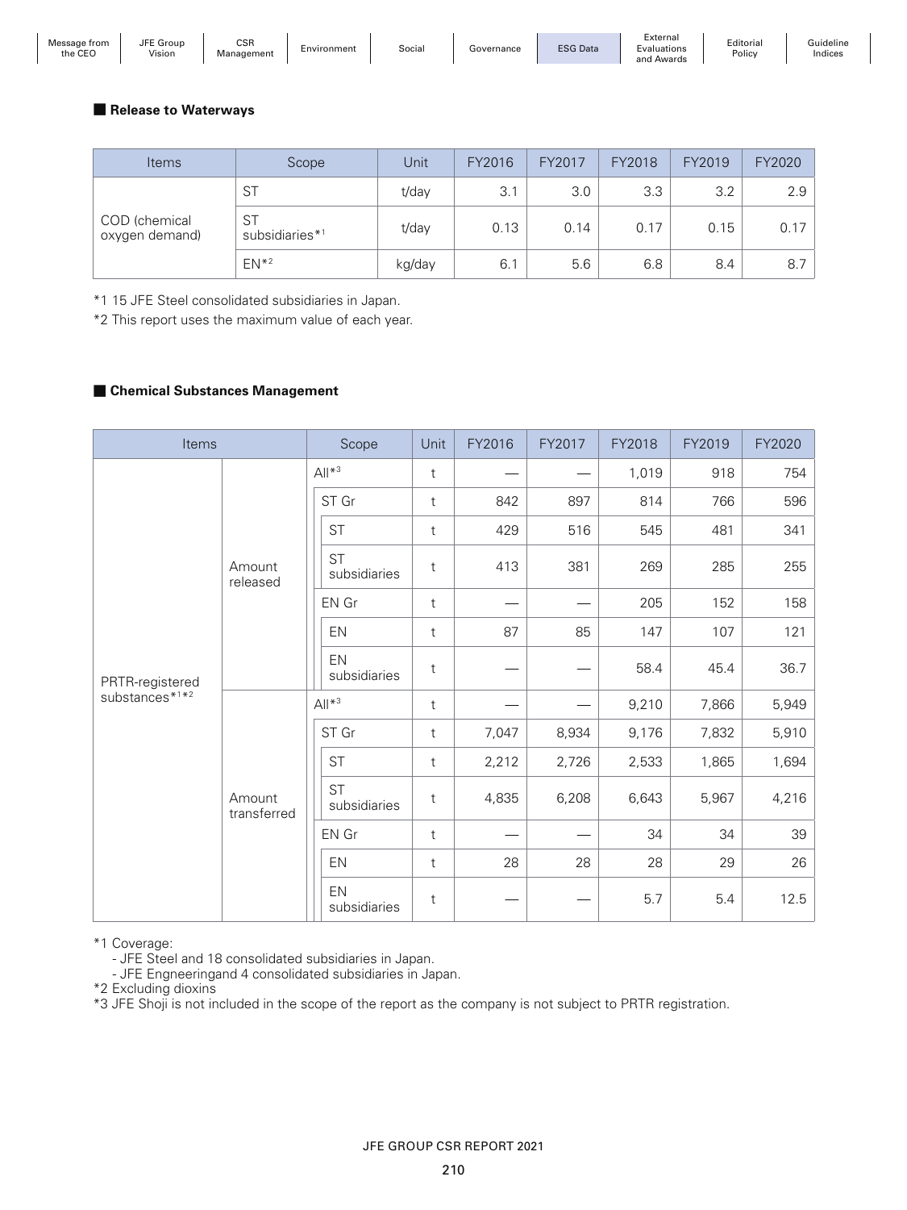## Release to Waterways

| Items | Scope | Unit | FY2016 | FY2017 | FY2018 | FY2019 | FY2020 |
|---|---|---|---|---|---|---|---|
| COD (chemical oxygen demand) | ST | t/day | 3.1 | 3.0 | 3.3 | 3.2 | 2.9 |
| | ST subsidiaries*1 | t/day | 0.13 | 0.14 | 0.17 | 0.15 | 0.17 |
| | EN*2 | kg/day | 6.1 | 5.6 | 6.8 | 8.4 | 8.7 |

*1 15 JFE Steel consolidated subsidiaries in Japan.

*2 This report uses the maximum value of each year.

## Chemical Substances Management

| Items | | Scope | | Unit | FY2016 | FY2017 | FY2018 | FY2019 | FY2020 |
|---|---|---|---|---|---|---|---|---|---|
| PRTR-registered substances*1*2 | Amount released | All*3 | | t | — | — | 1,019 | 918 | 754 |
| | | ST Gr | | t | 842 | 897 | 814 | 766 | 596 |
| | | | ST | t | 429 | 516 | 545 | 481 | 341 |
| | | | ST subsidiaries | t | 413 | 381 | 269 | 285 | 255 |
| | | EN Gr | | t | — | — | 205 | 152 | 158 |
| | | | EN | t | 87 | 85 | 147 | 107 | 121 |
| | | | EN subsidiaries | t | — | — | 58.4 | 45.4 | 36.7 |
| | Amount transferred | All*3 | | t | — | — | 9,210 | 7,866 | 5,949 |
| | | ST Gr | | t | 7,047 | 8,934 | 9,176 | 7,832 | 5,910 |
| | | | ST | t | 2,212 | 2,726 | 2,533 | 1,865 | 1,694 |
| | | | ST subsidiaries | t | 4,835 | 6,208 | 6,643 | 5,967 | 4,216 |
| | | EN Gr | | t | — | — | 34 | 34 | 39 |
| | | | EN | t | 28 | 28 | 28 | 29 | 26 |
| | | | EN subsidiaries | t | — | — | 5.7 | 5.4 | 12.5 |

*1 Coverage:
- JFE Steel and 18 consolidated subsidiaries in Japan.
- JFE Engneeringand 4 consolidated subsidiaries in Japan.

*2 Excluding dioxins

*3 JFE Shoji is not included in the scope of the report as the company is not subject to PRTR registration.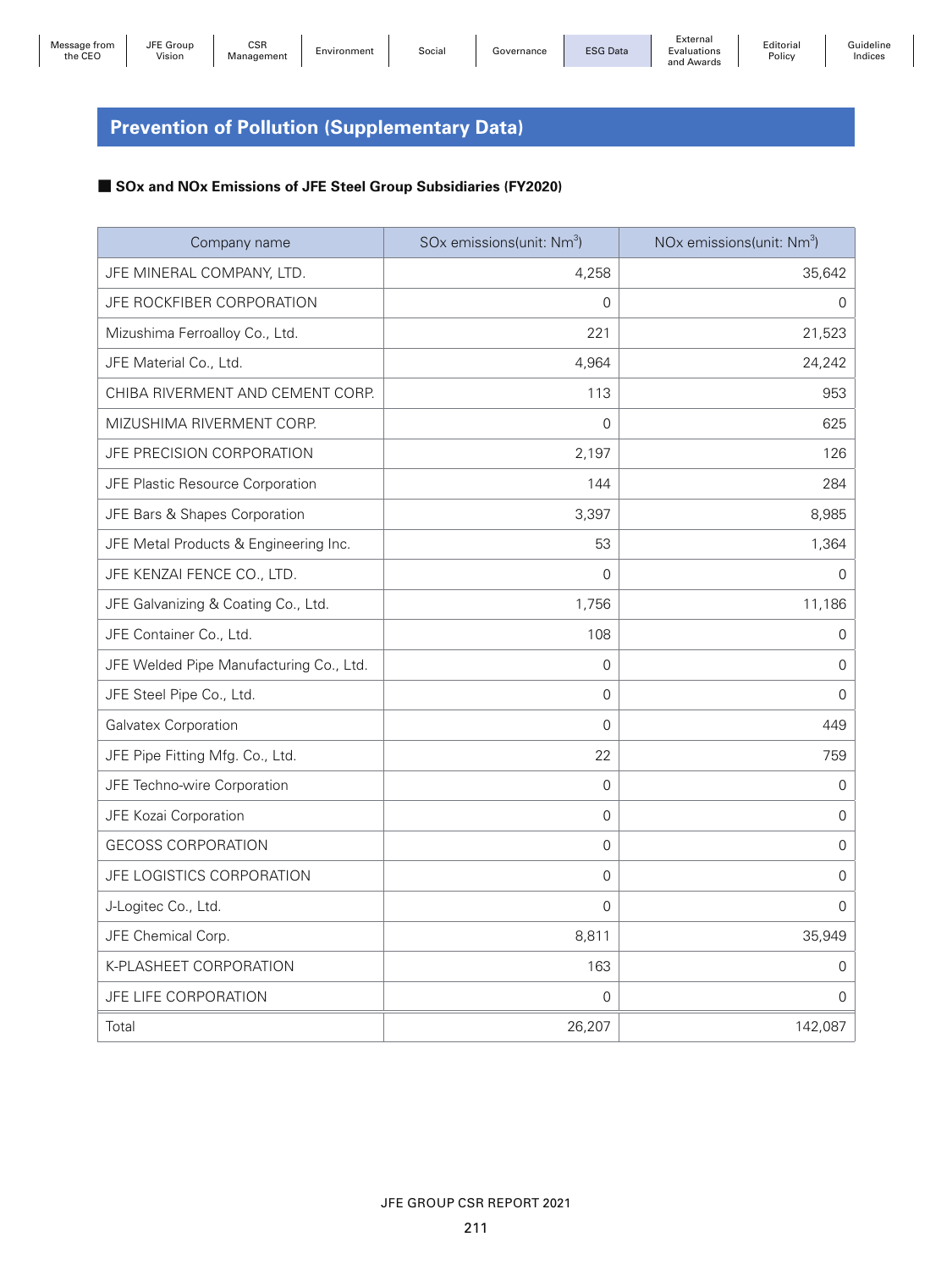## Prevention of Pollution (Supplementary Data)

■ **SOx and NOx Emissions of JFE Steel Group Subsidiaries (FY2020)**

| Company name | SOx emissions(unit: $Nm^3$) | NOx emissions(unit: $Nm^3$) |
|---|---|---|
| JFE MINERAL COMPANY, LTD. | 4,258 | 35,642 |
| JFE ROCKFIBER CORPORATION | 0 | 0 |
| Mizushima Ferroalloy Co., Ltd. | 221 | 21,523 |
| JFE Material Co., Ltd. | 4,964 | 24,242 |
| CHIBA RIVERMENT AND CEMENT CORP. | 113 | 953 |
| MIZUSHIMA RIVERMENT CORP. | 0 | 625 |
| JFE PRECISION CORPORATION | 2,197 | 126 |
| JFE Plastic Resource Corporation | 144 | 284 |
| JFE Bars & Shapes Corporation | 3,397 | 8,985 |
| JFE Metal Products & Engineering Inc. | 53 | 1,364 |
| JFE KENZAI FENCE CO., LTD. | 0 | 0 |
| JFE Galvanizing & Coating Co., Ltd. | 1,756 | 11,186 |
| JFE Container Co., Ltd. | 108 | 0 |
| JFE Welded Pipe Manufacturing Co., Ltd. | 0 | 0 |
| JFE Steel Pipe Co., Ltd. | 0 | 0 |
| Galvatex Corporation | 0 | 449 |
| JFE Pipe Fitting Mfg. Co., Ltd. | 22 | 759 |
| JFE Techno-wire Corporation | 0 | 0 |
| JFE Kozai Corporation | 0 | 0 |
| GECOSS CORPORATION | 0 | 0 |
| JFE LOGISTICS CORPORATION | 0 | 0 |
| J-Logitec Co., Ltd. | 0 | 0 |
| JFE Chemical Corp. | 8,811 | 35,949 |
| K-PLASHEET CORPORATION | 163 | 0 |
| JFE LIFE CORPORATION | 0 | 0 |
| Total | 26,207 | 142,087 |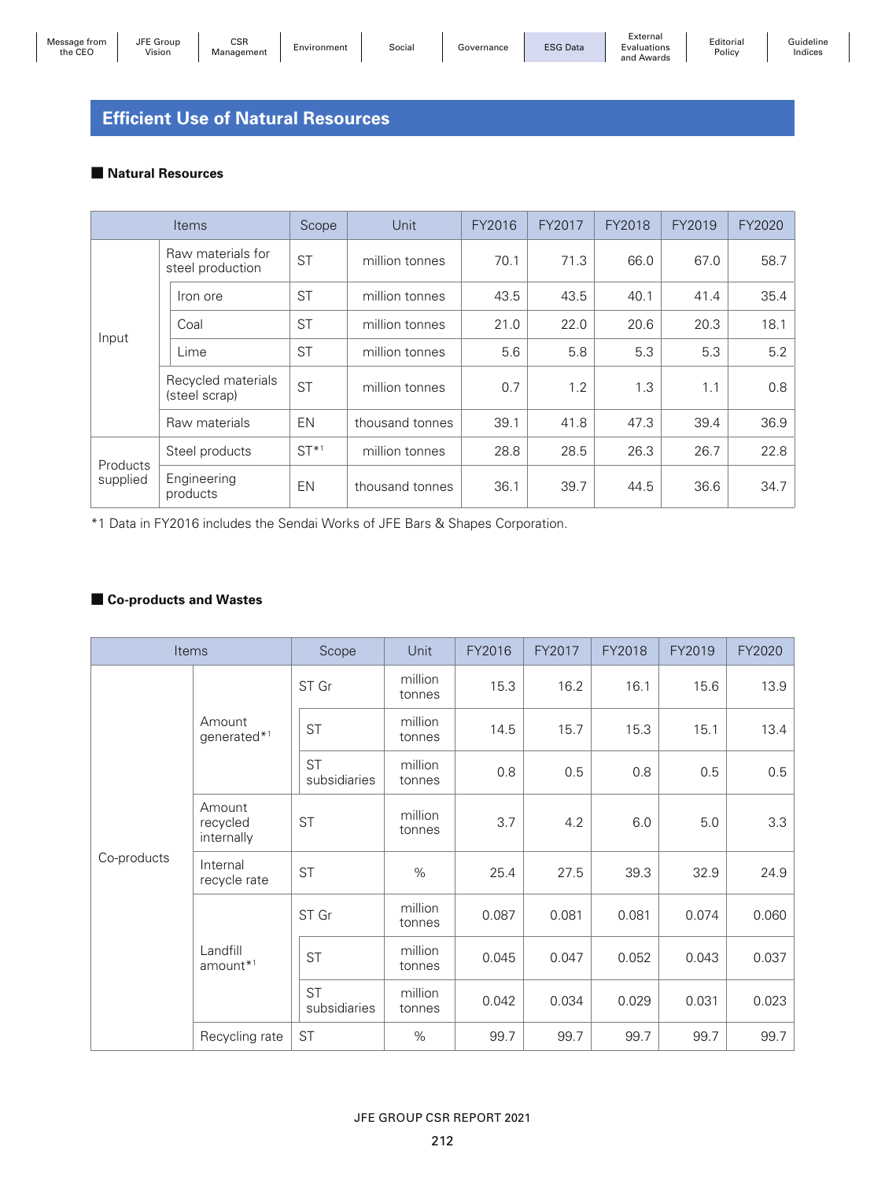## Efficient Use of Natural Resources

### ■ Natural Resources

| Items | | | Scope | Unit | FY2016 | FY2017 | FY2018 | FY2019 | FY2020 |
|---|---|---|---|---|---|---|---|---|---|
| Input | Raw materials for steel production | | ST | million tonnes | 70.1 | 71.3 | 66.0 | 67.0 | 58.7 |
| | | Iron ore | ST | million tonnes | 43.5 | 43.5 | 40.1 | 41.4 | 35.4 |
| | | Coal | ST | million tonnes | 21.0 | 22.0 | 20.6 | 20.3 | 18.1 |
| | | Lime | ST | million tonnes | 5.6 | 5.8 | 5.3 | 5.3 | 5.2 |
| | Recycled materials (steel scrap) | | ST | million tonnes | 0.7 | 1.2 | 1.3 | 1.1 | 0.8 |
| | Raw materials | | EN | thousand tonnes | 39.1 | 41.8 | 47.3 | 39.4 | 36.9 |
| Products supplied | Steel products | | ST*1 | million tonnes | 28.8 | 28.5 | 26.3 | 26.7 | 22.8 |
| | Engineering products | | EN | thousand tonnes | 36.1 | 39.7 | 44.5 | 36.6 | 34.7 |

*1 Data in FY2016 includes the Sendai Works of JFE Bars & Shapes Corporation.

### ■ Co-products and Wastes

| Items | | Scope | Unit | FY2016 | FY2017 | FY2018 | FY2019 | FY2020 |
|---|---|---|---|---|---|---|---|---|
| Co-products | Amount generated*1 | ST Gr | million tonnes | 15.3 | 16.2 | 16.1 | 15.6 | 13.9 |
| | | ST | million tonnes | 14.5 | 15.7 | 15.3 | 15.1 | 13.4 |
| | | ST subsidiaries | million tonnes | 0.8 | 0.5 | 0.8 | 0.5 | 0.5 |
| | Amount recycled internally | ST | million tonnes | 3.7 | 4.2 | 6.0 | 5.0 | 3.3 |
| | Internal recycle rate | ST | % | 25.4 | 27.5 | 39.3 | 32.9 | 24.9 |
| | Landfill amount*1 | ST Gr | million tonnes | 0.087 | 0.081 | 0.081 | 0.074 | 0.060 |
| | | ST | million tonnes | 0.045 | 0.047 | 0.052 | 0.043 | 0.037 |
| | | ST subsidiaries | million tonnes | 0.042 | 0.034 | 0.029 | 0.031 | 0.023 |
| | Recycling rate | ST | % | 99.7 | 99.7 | 99.7 | 99.7 | 99.7 |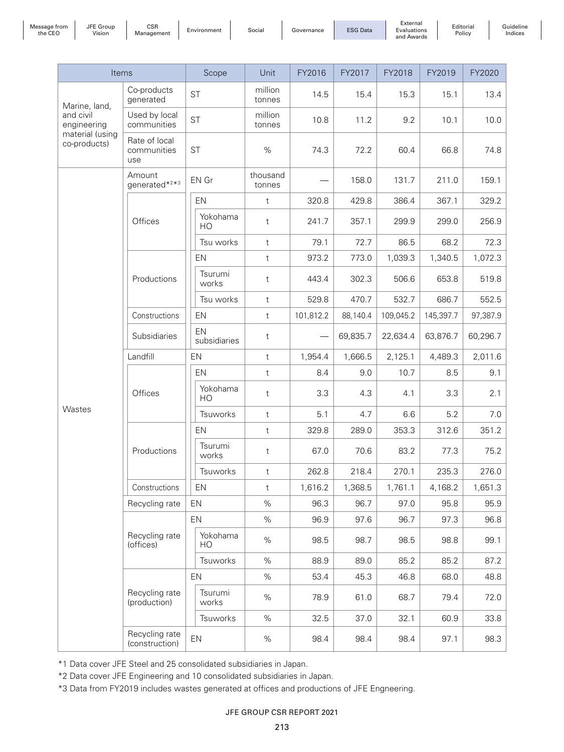| Items | | Scope | | Unit | FY2016 | FY2017 | FY2018 | FY2019 | FY2020 |
|---|---|---|---|---|---|---|---|---|---|
| Marine, land, and civil engineering material (using co-products) | Co-products generated | ST | | million tonnes | 14.5 | 15.4 | 15.3 | 15.1 | 13.4 |
| | Used by local communities | ST | | million tonnes | 10.8 | 11.2 | 9.2 | 10.1 | 10.0 |
| | Rate of local communities use | ST | | % | 74.3 | 72.2 | 60.4 | 66.8 | 74.8 |
| Wastes | Amount generated*2*3 | EN Gr | | thousand tonnes | — | 158.0 | 131.7 | 211.0 | 159.1 |
| | Offices | EN | | t | 320.8 | 429.8 | 386.4 | 367.1 | 329.2 |
| | | | Yokohama HO | t | 241.7 | 357.1 | 299.9 | 299.0 | 256.9 |
| | | | Tsu works | t | 79.1 | 72.7 | 86.5 | 68.2 | 72.3 |
| | Productions | EN | | t | 973.2 | 773.0 | 1,039.3 | 1,340.5 | 1,072.3 |
| | | | Tsurumi works | t | 443.4 | 302.3 | 506.6 | 653.8 | 519.8 |
| | | | Tsu works | t | 529.8 | 470.7 | 532.7 | 686.7 | 552.5 |
| | Constructions | EN | | t | 101,812.2 | 88,140.4 | 109,045.2 | 145,397.7 | 97,387.9 |
| | Subsidiaries | EN subsidiaries | | t | — | 69,835.7 | 22,634.4 | 63,876.7 | 60,296.7 |
| | Landfill | EN | | t | 1,954.4 | 1,666.5 | 2,125.1 | 4,489.3 | 2,011.6 |
| | Offices | EN | | t | 8.4 | 9.0 | 10.7 | 8.5 | 9.1 |
| | | | Yokohama HO | t | 3.3 | 4.3 | 4.1 | 3.3 | 2.1 |
| | | | Tsuworks | t | 5.1 | 4.7 | 6.6 | 5.2 | 7.0 |
| | Productions | EN | | t | 329.8 | 289.0 | 353.3 | 312.6 | 351.2 |
| | | | Tsurumi works | t | 67.0 | 70.6 | 83.2 | 77.3 | 75.2 |
| | | | Tsuworks | t | 262.8 | 218.4 | 270.1 | 235.3 | 276.0 |
| | Constructions | EN | | t | 1,616.2 | 1,368.5 | 1,761.1 | 4,168.2 | 1,651.3 |
| | Recycling rate | EN | | % | 96.3 | 96.7 | 97.0 | 95.8 | 95.9 |
| | Recycling rate (offices) | EN | | % | 96.9 | 97.6 | 96.7 | 97.3 | 96.8 |
| | | | Yokohama HO | % | 98.5 | 98.7 | 98.5 | 98.8 | 99.1 |
| | | | Tsuworks | % | 88.9 | 89.0 | 85.2 | 85.2 | 87.2 |
| | Recycling rate (production) | EN | | % | 53.4 | 45.3 | 46.8 | 68.0 | 48.8 |
| | | | Tsurumi works | % | 78.9 | 61.0 | 68.7 | 79.4 | 72.0 |
| | | | Tsuworks | % | 32.5 | 37.0 | 32.1 | 60.9 | 33.8 |
| | Recycling rate (construction) | EN | | % | 98.4 | 98.4 | 98.4 | 97.1 | 98.3 |

*1 Data cover JFE Steel and 25 consolidated subsidiaries in Japan.

*2 Data cover JFE Engineering and 10 consolidated subsidiaries in Japan.

*3 Data from FY2019 includes wastes generated at offices and productions of JFE Engneering.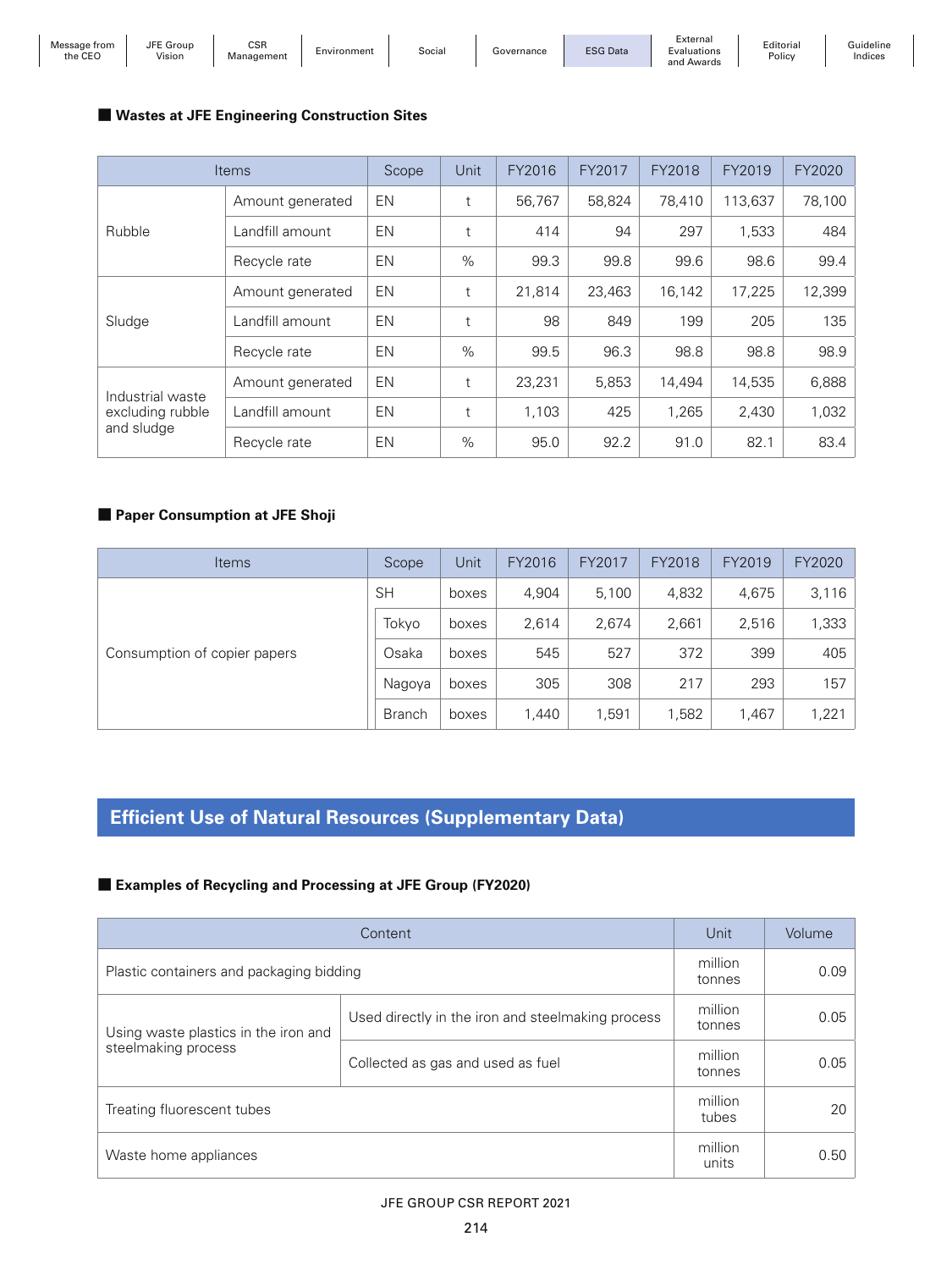### ■ Wastes at JFE Engineering Construction Sites

| Items | | Scope | Unit | FY2016 | FY2017 | FY2018 | FY2019 | FY2020 |
|---|---|---|---|---|---|---|---|---|
| Rubble | Amount generated | EN | t | 56,767 | 58,824 | 78,410 | 113,637 | 78,100 |
| | Landfill amount | EN | t | 414 | 94 | 297 | 1,533 | 484 |
| | Recycle rate | EN | % | 99.3 | 99.8 | 99.6 | 98.6 | 99.4 |
| Sludge | Amount generated | EN | t | 21,814 | 23,463 | 16,142 | 17,225 | 12,399 |
| | Landfill amount | EN | t | 98 | 849 | 199 | 205 | 135 |
| | Recycle rate | EN | % | 99.5 | 96.3 | 98.8 | 98.8 | 98.9 |
| Industrial waste excluding rubble and sludge | Amount generated | EN | t | 23,231 | 5,853 | 14,494 | 14,535 | 6,888 |
| | Landfill amount | EN | t | 1,103 | 425 | 1,265 | 2,430 | 1,032 |
| | Recycle rate | EN | % | 95.0 | 92.2 | 91.0 | 82.1 | 83.4 |

### ■ Paper Consumption at JFE Shoji

| Items | Scope | | Unit | FY2016 | FY2017 | FY2018 | FY2019 | FY2020 |
|---|---|---|---|---|---|---|---|---|
| Consumption of copier papers | SH | | boxes | 4,904 | 5,100 | 4,832 | 4,675 | 3,116 |
| | | Tokyo | boxes | 2,614 | 2,674 | 2,661 | 2,516 | 1,333 |
| | | Osaka | boxes | 545 | 527 | 372 | 399 | 405 |
| | | Nagoya | boxes | 305 | 308 | 217 | 293 | 157 |
| | | Branch | boxes | 1,440 | 1,591 | 1,582 | 1,467 | 1,221 |

## Efficient Use of Natural Resources (Supplementary Data)

### ■ Examples of Recycling and Processing at JFE Group (FY2020)

| Content | | Unit | Volume |
|---|---|---|---|
| Plastic containers and packaging bidding | | million tonnes | 0.09 |
| Using waste plastics in the iron and steelmaking process | Used directly in the iron and steelmaking process | million tonnes | 0.05 |
| | Collected as gas and used as fuel | million tonnes | 0.05 |
| Treating fluorescent tubes | | million tubes | 20 |
| Waste home appliances | | million units | 0.50 |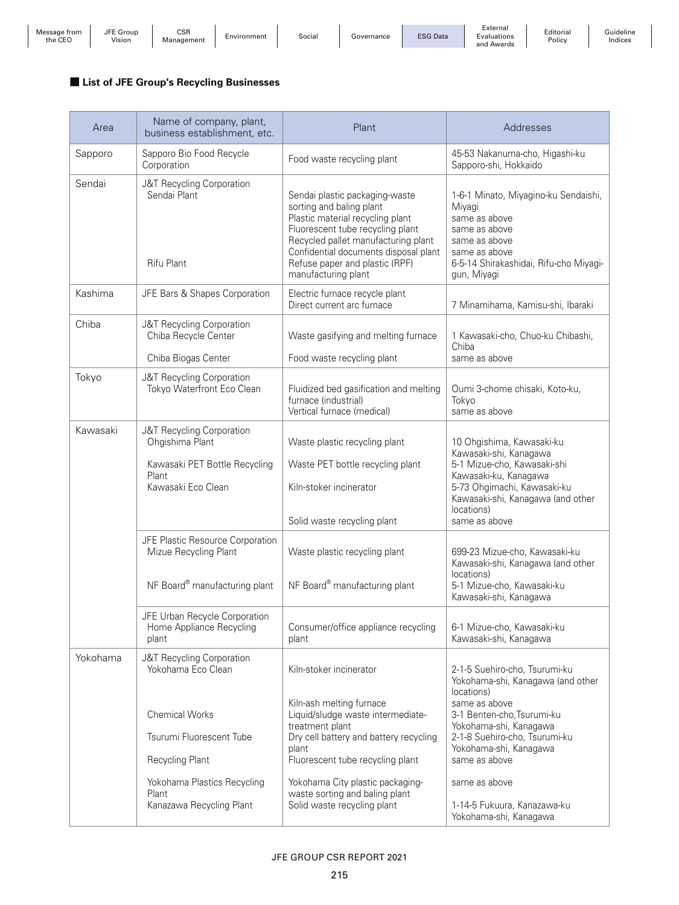## List of JFE Group's Recycling Businesses

| Area | Name of company, plant, business establishment, etc. | Plant | Addresses |
|---|---|---|---|
| Sapporo | Sapporo Bio Food Recycle Corporation | Food waste recycling plant | 45-53 Nakanuma-cho, Higashi-ku Sapporo-shi, Hokkaido |
| Sendai | J&T Recycling Corporation Sendai Plant | Sendai plastic packaging-waste sorting and baling plant | 1-6-1 Minato, Miyagino-ku Sendaishi, Miyagi |
| | | Plastic material recycling plant | same as above |
| | | Fluorescent tube recycling plant | same as above |
| | | Recycled pallet manufacturing plant | same as above |
| | | Confidential documents disposal plant | same as above |
| | Rifu Plant | Refuse paper and plastic (RPF) manufacturing plant | 6-5-14 Shirakashidai, Rifu-cho Miyagi-gun, Miyagi |
| Kashima | JFE Bars & Shapes Corporation | Electric furnace recycle plant<br>Direct current arc furnace | 7 Minamihama, Kamisu-shi, Ibaraki |
| Chiba | J&T Recycling Corporation Chiba Recycle Center | Waste gasifying and melting furnace | 1 Kawasaki-cho, Chuo-ku Chibashi, Chiba |
| | Chiba Biogas Center | Food waste recycling plant | same as above |
| Tokyo | J&T Recycling Corporation Tokyo Waterfront Eco Clean | Fluidized bed gasification and melting furnace (industrial) | Oumi 3-chome chisaki, Koto-ku, Tokyo |
| | | Vertical furnace (medical) | same as above |
| Kawasaki | J&T Recycling Corporation Ohgishima Plant | Waste plastic recycling plant | 10 Ohgishima, Kawasaki-ku Kawasaki-shi, Kanagawa |
| | Kawasaki PET Bottle Recycling Plant | Waste PET bottle recycling plant | 5-1 Mizue-cho, Kawasaki-shi Kawasaki-ku, Kanagawa |
| | Kawasaki Eco Clean | Kiln-stoker incinerator | 5-73 Ohgimachi, Kawasaki-ku Kawasaki-shi, Kanagawa (and other locations) |
| | | Solid waste recycling plant | same as above |
| | JFE Plastic Resource Corporation Mizue Recycling Plant | Waste plastic recycling plant | 699-23 Mizue-cho, Kawasaki-ku Kawasaki-shi, Kanagawa (and other locations) |
| | NF Board® manufacturing plant | NF Board® manufacturing plant | 5-1 Mizue-cho, Kawasaki-ku Kawasaki-shi, Kanagawa |
| | JFE Urban Recycle Corporation Home Appliance Recycling plant | Consumer/office appliance recycling plant | 6-1 Mizue-cho, Kawasaki-ku Kawasaki-shi, Kanagawa |
| Yokohama | J&T Recycling Corporation Yokohama Eco Clean | Kiln-stoker incinerator | 2-1-5 Suehiro-cho, Tsurumi-ku Yokohama-shi, Kanagawa (and other locations) |
| | | Kiln-ash melting furnace | same as above |
| | Chemical Works | Liquid/sludge waste intermediate-treatment plant | 3-1 Benten-cho,Tsurumi-ku Yokohama-shi, Kanagawa |
| | Tsurumi Fluorescent Tube | Dry cell battery and battery recycling plant | 2-1-8 Suehiro-cho, Tsurumi-ku Yokohama-shi, Kanagawa |
| | Recycling Plant | Fluorescent tube recycling plant | same as above |
| | Yokohama Plastics Recycling Plant | Yokohama City plastic packaging-waste sorting and baling plant | same as above |
| | Kanazawa Recycling Plant | Solid waste recycling plant | 1-14-5 Fukuura, Kanazawa-ku Yokohama-shi, Kanagawa |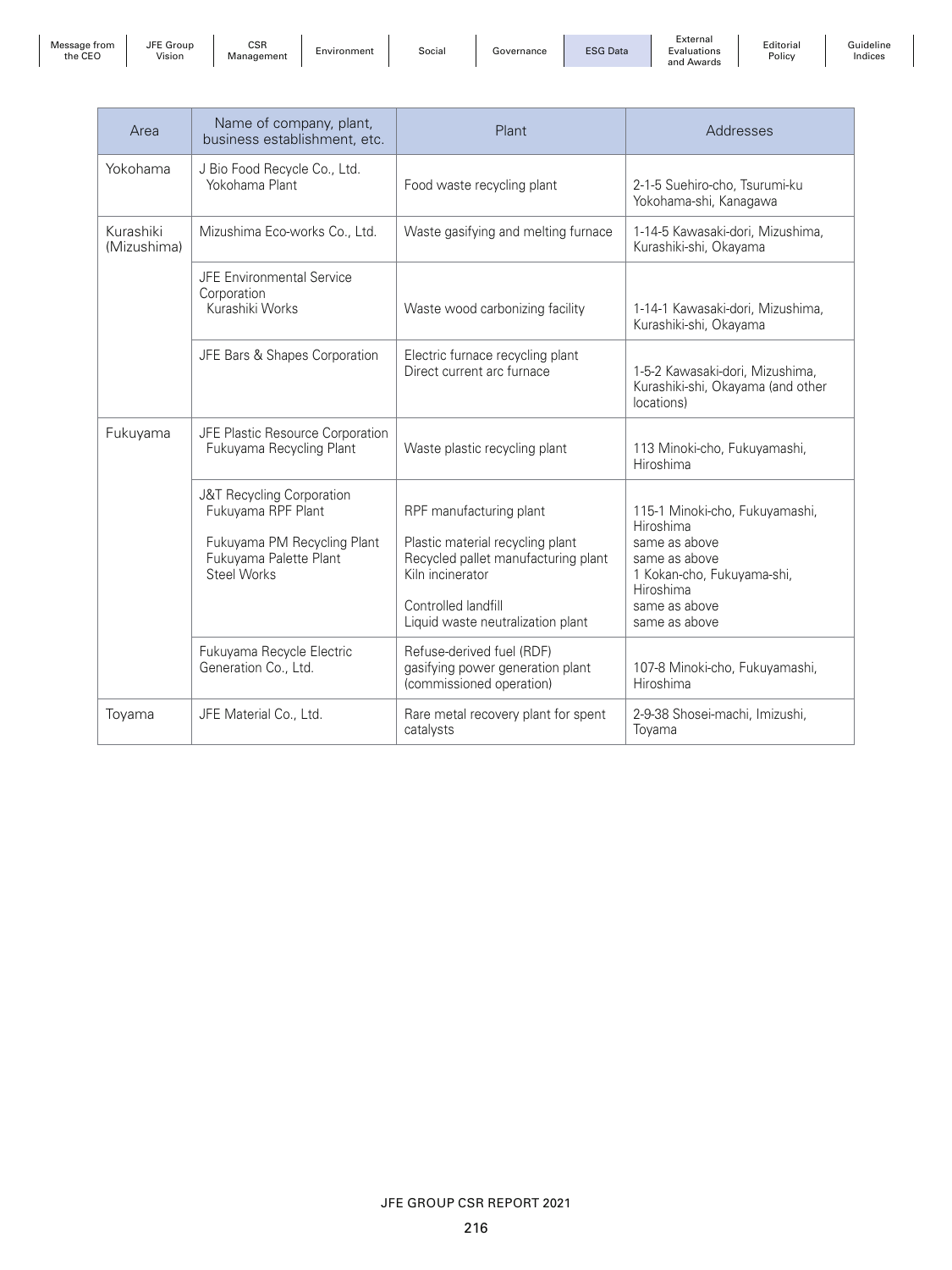| Area | Name of company, plant, business establishment, etc. | Plant | Addresses |
|---|---|---|---|
| Yokohama | J Bio Food Recycle Co., Ltd.<br>Yokohama Plant | Food waste recycling plant | 2-1-5 Suehiro-cho, Tsurumi-ku Yokohama-shi, Kanagawa |
| Kurashiki (Mizushima) | Mizushima Eco-works Co., Ltd. | Waste gasifying and melting furnace | 1-14-5 Kawasaki-dori, Mizushima, Kurashiki-shi, Okayama |
| | JFE Environmental Service Corporation<br>Kurashiki Works | Waste wood carbonizing facility | 1-14-1 Kawasaki-dori, Mizushima, Kurashiki-shi, Okayama |
| | JFE Bars & Shapes Corporation | Electric furnace recycling plant<br>Direct current arc furnace | 1-5-2 Kawasaki-dori, Mizushima, Kurashiki-shi, Okayama (and other locations) |
| Fukuyama | JFE Plastic Resource Corporation<br>Fukuyama Recycling Plant | Waste plastic recycling plant | 113 Minoki-cho, Fukuyamashi, Hiroshima |
| | J&T Recycling Corporation<br>Fukuyama RPF Plant<br><br>Fukuyama PM Recycling Plant<br>Fukuyama Palette Plant<br>Steel Works | RPF manufacturing plant<br><br>Plastic material recycling plant<br>Recycled pallet manufacturing plant<br>Kiln incinerator<br><br>Controlled landfill<br>Liquid waste neutralization plant | 115-1 Minoki-cho, Fukuyamashi, Hiroshima<br>same as above<br>same as above<br>1 Kokan-cho, Fukuyama-shi, Hiroshima<br>same as above<br>same as above |
| | Fukuyama Recycle Electric Generation Co., Ltd. | Refuse-derived fuel (RDF) gasifying power generation plant (commissioned operation) | 107-8 Minoki-cho, Fukuyamashi, Hiroshima |
| Toyama | JFE Material Co., Ltd. | Rare metal recovery plant for spent catalysts | 2-9-38 Shosei-machi, Imizushi, Toyama |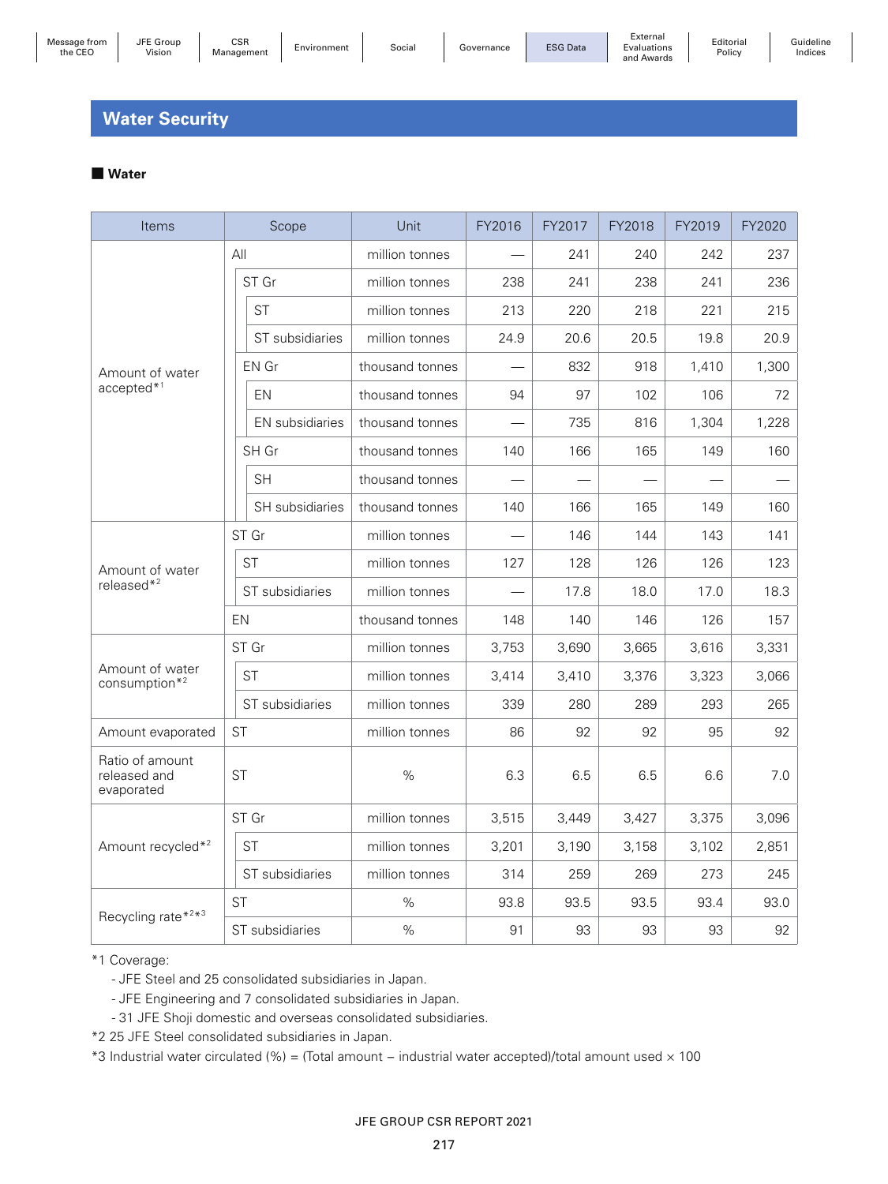## Water Security

### ■ Water

| Items | Scope | Unit | FY2016 | FY2017 | FY2018 | FY2019 | FY2020 |
|---|---|---|---|---|---|---|---|
| Amount of water accepted*1 | All | million tonnes | — | 241 | 240 | 242 | 237 |
| | ST Gr | million tonnes | 238 | 241 | 238 | 241 | 236 |
| | ST | million tonnes | 213 | 220 | 218 | 221 | 215 |
| | ST subsidiaries | million tonnes | 24.9 | 20.6 | 20.5 | 19.8 | 20.9 |
| | EN Gr | thousand tonnes | — | 832 | 918 | 1,410 | 1,300 |
| | EN | thousand tonnes | 94 | 97 | 102 | 106 | 72 |
| | EN subsidiaries | thousand tonnes | — | 735 | 816 | 1,304 | 1,228 |
| | SH Gr | thousand tonnes | 140 | 166 | 165 | 149 | 160 |
| | SH | thousand tonnes | — | — | — | — | — |
| | SH subsidiaries | thousand tonnes | 140 | 166 | 165 | 149 | 160 |
| Amount of water released*2 | ST Gr | million tonnes | — | 146 | 144 | 143 | 141 |
| | ST | million tonnes | 127 | 128 | 126 | 126 | 123 |
| | ST subsidiaries | million tonnes | — | 17.8 | 18.0 | 17.0 | 18.3 |
| | EN | thousand tonnes | 148 | 140 | 146 | 126 | 157 |
| Amount of water consumption*2 | ST Gr | million tonnes | 3,753 | 3,690 | 3,665 | 3,616 | 3,331 |
| | ST | million tonnes | 3,414 | 3,410 | 3,376 | 3,323 | 3,066 |
| | ST subsidiaries | million tonnes | 339 | 280 | 289 | 293 | 265 |
| Amount evaporated | ST | million tonnes | 86 | 92 | 92 | 95 | 92 |
| Ratio of amount released and evaporated | ST | % | 6.3 | 6.5 | 6.5 | 6.6 | 7.0 |
| Amount recycled*2 | ST Gr | million tonnes | 3,515 | 3,449 | 3,427 | 3,375 | 3,096 |
| | ST | million tonnes | 3,201 | 3,190 | 3,158 | 3,102 | 2,851 |
| | ST subsidiaries | million tonnes | 314 | 259 | 269 | 273 | 245 |
| Recycling rate*2*3 | ST | % | 93.8 | 93.5 | 93.5 | 93.4 | 93.0 |
| | ST subsidiaries | % | 91 | 93 | 93 | 93 | 92 |

*1 Coverage:
- JFE Steel and 25 consolidated subsidiaries in Japan.
- JFE Engineering and 7 consolidated subsidiaries in Japan.
- 31 JFE Shoji domestic and overseas consolidated subsidiaries.

*2 25 JFE Steel consolidated subsidiaries in Japan.

*3 Industrial water circulated (%) = (Total amount − industrial water accepted)/total amount used × 100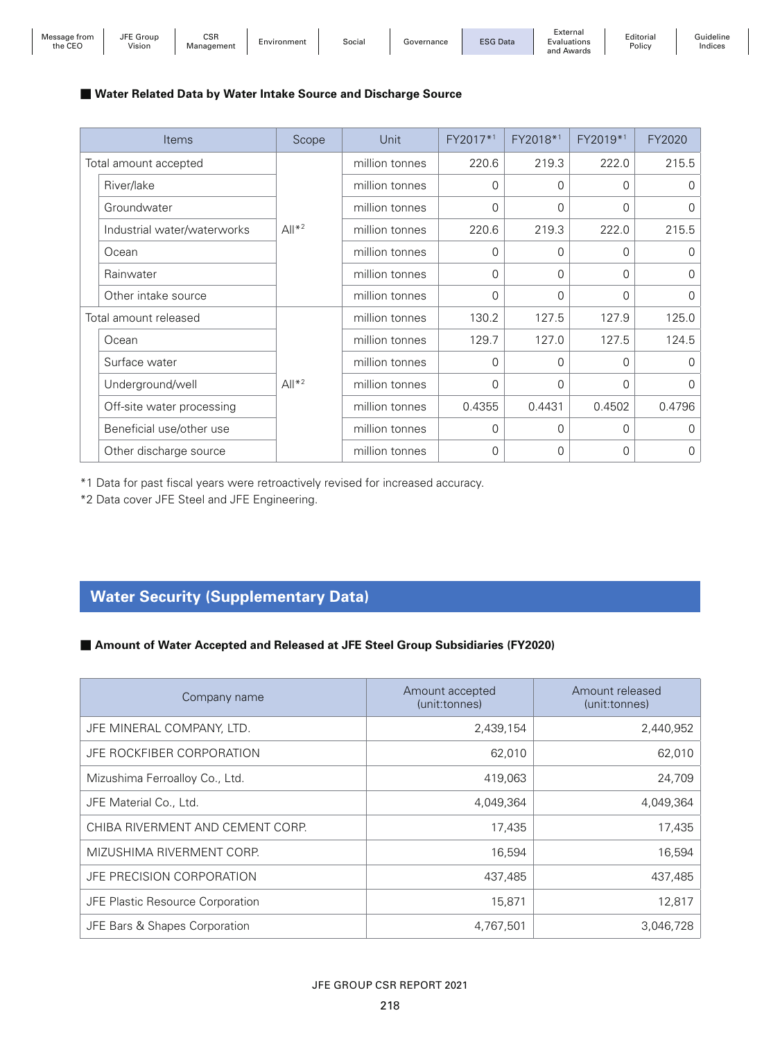■ **Water Related Data by Water Intake Source and Discharge Source**

| Items | Scope | Unit | FY2017*1 | FY2018*1 | FY2019*1 | FY2020 |
|---|---|---|---|---|---|---|
| Total amount accepted | All*2 | million tonnes | 220.6 | 219.3 | 222.0 | 215.5 |
| River/lake | | million tonnes | 0 | 0 | 0 | 0 |
| Groundwater | | million tonnes | 0 | 0 | 0 | 0 |
| Industrial water/waterworks | | million tonnes | 220.6 | 219.3 | 222.0 | 215.5 |
| Ocean | | million tonnes | 0 | 0 | 0 | 0 |
| Rainwater | | million tonnes | 0 | 0 | 0 | 0 |
| Other intake source | | million tonnes | 0 | 0 | 0 | 0 |
| Total amount released | All*2 | million tonnes | 130.2 | 127.5 | 127.9 | 125.0 |
| Ocean | | million tonnes | 129.7 | 127.0 | 127.5 | 124.5 |
| Surface water | | million tonnes | 0 | 0 | 0 | 0 |
| Underground/well | | million tonnes | 0 | 0 | 0 | 0 |
| Off-site water processing | | million tonnes | 0.4355 | 0.4431 | 0.4502 | 0.4796 |
| Beneficial use/other use | | million tonnes | 0 | 0 | 0 | 0 |
| Other discharge source | | million tonnes | 0 | 0 | 0 | 0 |

*1 Data for past fiscal years were retroactively revised for increased accuracy.
*2 Data cover JFE Steel and JFE Engineering.

## Water Security (Supplementary Data)

■ **Amount of Water Accepted and Released at JFE Steel Group Subsidiaries (FY2020)**

| Company name | Amount accepted (unit:tonnes) | Amount released (unit:tonnes) |
|---|---|---|
| JFE MINERAL COMPANY, LTD. | 2,439,154 | 2,440,952 |
| JFE ROCKFIBER CORPORATION | 62,010 | 62,010 |
| Mizushima Ferroalloy Co., Ltd. | 419,063 | 24,709 |
| JFE Material Co., Ltd. | 4,049,364 | 4,049,364 |
| CHIBA RIVERMENT AND CEMENT CORP. | 17,435 | 17,435 |
| MIZUSHIMA RIVERMENT CORP. | 16,594 | 16,594 |
| JFE PRECISION CORPORATION | 437,485 | 437,485 |
| JFE Plastic Resource Corporation | 15,871 | 12,817 |
| JFE Bars & Shapes Corporation | 4,767,501 | 3,046,728 |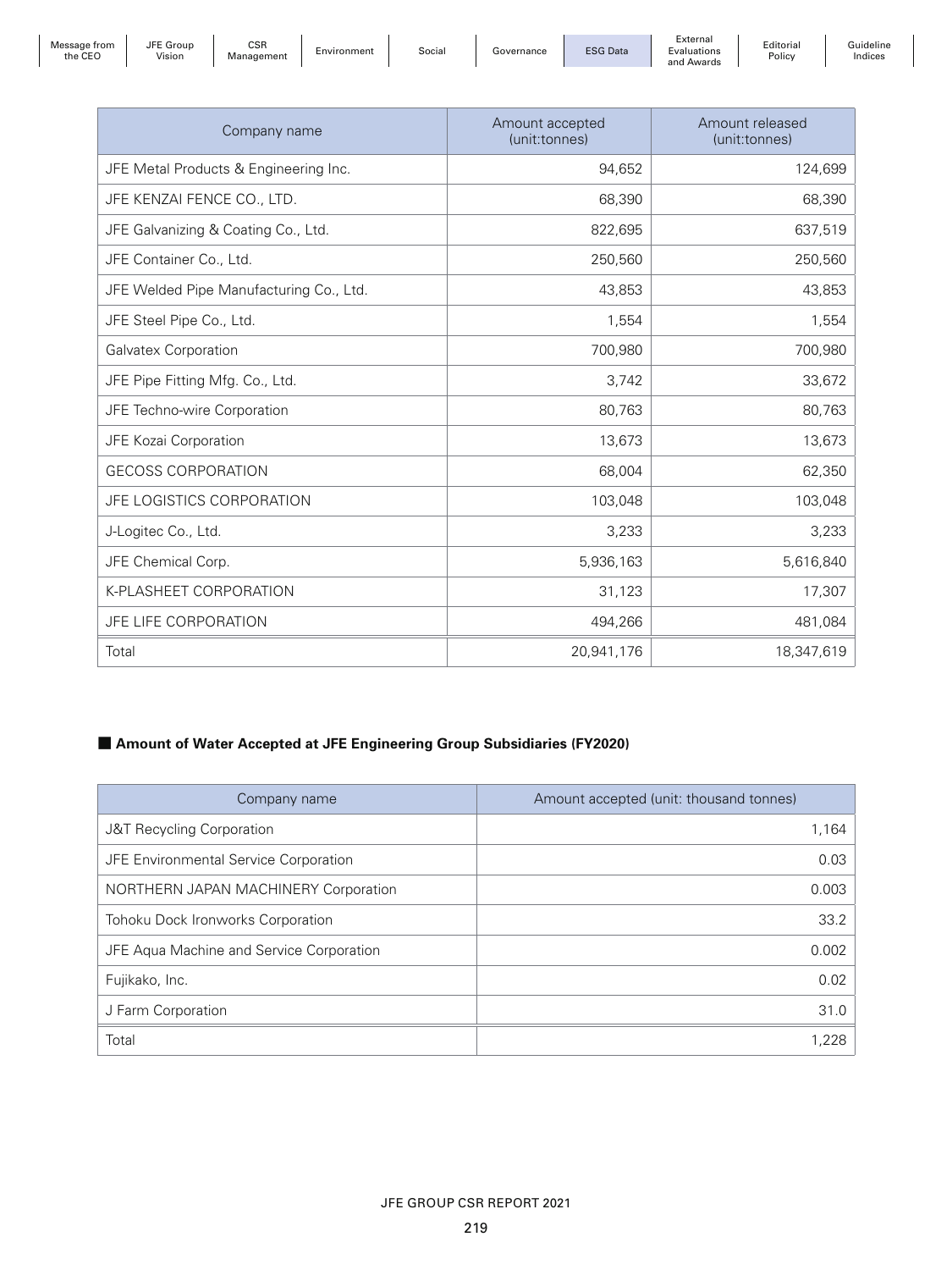| Company name | Amount accepted (unit:tonnes) | Amount released (unit:tonnes) |
| --- | --- | --- |
| JFE Metal Products & Engineering Inc. | 94,652 | 124,699 |
| JFE KENZAI FENCE CO., LTD. | 68,390 | 68,390 |
| JFE Galvanizing & Coating Co., Ltd. | 822,695 | 637,519 |
| JFE Container Co., Ltd. | 250,560 | 250,560 |
| JFE Welded Pipe Manufacturing Co., Ltd. | 43,853 | 43,853 |
| JFE Steel Pipe Co., Ltd. | 1,554 | 1,554 |
| Galvatex Corporation | 700,980 | 700,980 |
| JFE Pipe Fitting Mfg. Co., Ltd. | 3,742 | 33,672 |
| JFE Techno-wire Corporation | 80,763 | 80,763 |
| JFE Kozai Corporation | 13,673 | 13,673 |
| GECOSS CORPORATION | 68,004 | 62,350 |
| JFE LOGISTICS CORPORATION | 103,048 | 103,048 |
| J-Logitec Co., Ltd. | 3,233 | 3,233 |
| JFE Chemical Corp. | 5,936,163 | 5,616,840 |
| K-PLASHEET CORPORATION | 31,123 | 17,307 |
| JFE LIFE CORPORATION | 494,266 | 481,084 |
| Total | 20,941,176 | 18,347,619 |

**■ Amount of Water Accepted at JFE Engineering Group Subsidiaries (FY2020)**

| Company name | Amount accepted (unit: thousand tonnes) |
| --- | --- |
| J&T Recycling Corporation | 1,164 |
| JFE Environmental Service Corporation | 0.03 |
| NORTHERN JAPAN MACHINERY Corporation | 0.003 |
| Tohoku Dock Ironworks Corporation | 33.2 |
| JFE Aqua Machine and Service Corporation | 0.002 |
| Fujikako, Inc. | 0.02 |
| J Farm Corporation | 31.0 |
| Total | 1,228 |